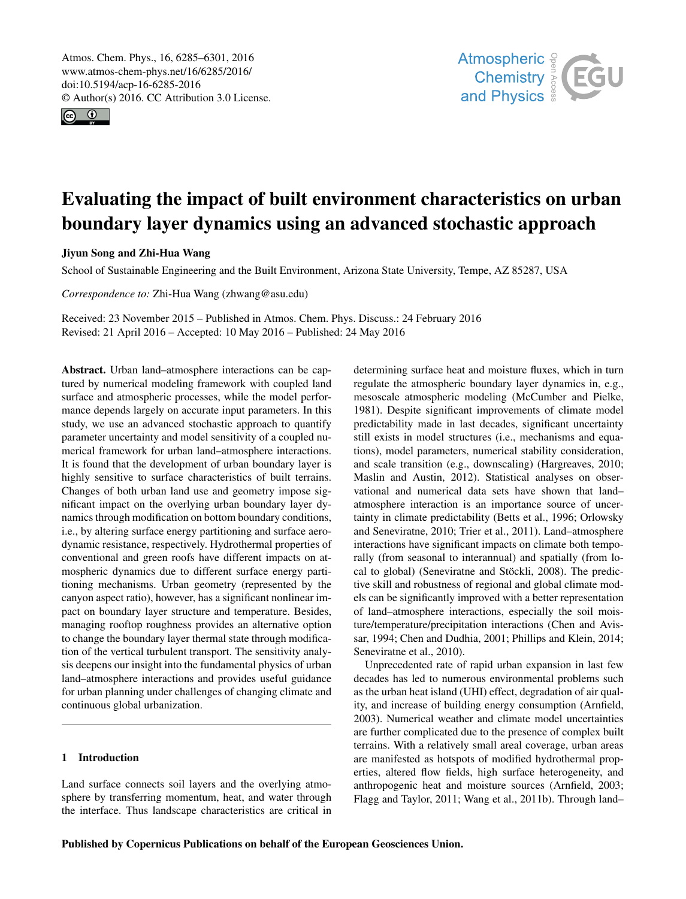# Evaluating the impact of built environment characteristics on urban boundary layer dynamics using an advanced stochastic approach

**Jiyun Song and Zhi-Hua Wang**

School of Sustainable Engineering and the Built Environment, Arizona State University, Tempe, AZ 85287, USA

*Correspondence to:* Zhi-Hua Wang (zhwang@asu.edu)

Received: 23 November 2015 – Published in Atmos. Chem. Phys. Discuss.: 24 February 2016
Revised: 21 April 2016 – Accepted: 10 May 2016 – Published: 24 May 2016

**Abstract.** Urban land–atmosphere interactions can be captured by numerical modeling framework with coupled land surface and atmospheric processes, while the model performance depends largely on accurate input parameters. In this study, we use an advanced stochastic approach to quantify parameter uncertainty and model sensitivity of a coupled numerical framework for urban land–atmosphere interactions. It is found that the development of urban boundary layer is highly sensitive to surface characteristics of built terrains. Changes of both urban land use and geometry impose significant impact on the overlying urban boundary layer dynamics through modification on bottom boundary conditions, i.e., by altering surface energy partitioning and surface aerodynamic resistance, respectively. Hydrothermal properties of conventional and green roofs have different impacts on atmospheric dynamics due to different surface energy partitioning mechanisms. Urban geometry (represented by the canyon aspect ratio), however, has a significant nonlinear impact on boundary layer structure and temperature. Besides, managing rooftop roughness provides an alternative option to change the boundary layer thermal state through modification of the vertical turbulent transport. The sensitivity analysis deepens our insight into the fundamental physics of urban land–atmosphere interactions and provides useful guidance for urban planning under challenges of changing climate and continuous global urbanization.

## 1 Introduction

Land surface connects soil layers and the overlying atmosphere by transferring momentum, heat, and water through the interface. Thus landscape characteristics are critical in determining surface heat and moisture fluxes, which in turn regulate the atmospheric boundary layer dynamics in, e.g., mesoscale atmospheric modeling (McCumber and Pielke, 1981). Despite significant improvements of climate model predictability made in last decades, significant uncertainty still exists in model structures (i.e., mechanisms and equations), model parameters, numerical stability consideration, and scale transition (e.g., downscaling) (Hargreaves, 2010; Maslin and Austin, 2012). Statistical analyses on observational and numerical data sets have shown that land–atmosphere interaction is an importance source of uncertainty in climate predictability (Betts et al., 1996; Orlowsky and Seneviratne, 2010; Trier et al., 2011). Land–atmosphere interactions have significant impacts on climate both temporally (from seasonal to interannual) and spatially (from local to global) (Seneviratne and Stöckli, 2008). The predictive skill and robustness of regional and global climate models can be significantly improved with a better representation of land–atmosphere interactions, especially the soil moisture/temperature/precipitation interactions (Chen and Avissar, 1994; Chen and Dudhia, 2001; Phillips and Klein, 2014; Seneviratne et al., 2010).

Unprecedented rate of rapid urban expansion in last few decades has led to numerous environmental problems such as the urban heat island (UHI) effect, degradation of air quality, and increase of building energy consumption (Arnfield, 2003). Numerical weather and climate model uncertainties are further complicated due to the presence of complex built terrains. With a relatively small areal coverage, urban areas are manifested as hotspots of modified hydrothermal properties, altered flow fields, high surface heterogeneity, and anthropogenic heat and moisture sources (Arnfield, 2003; Flagg and Taylor, 2011; Wang et al., 2011b). Through land–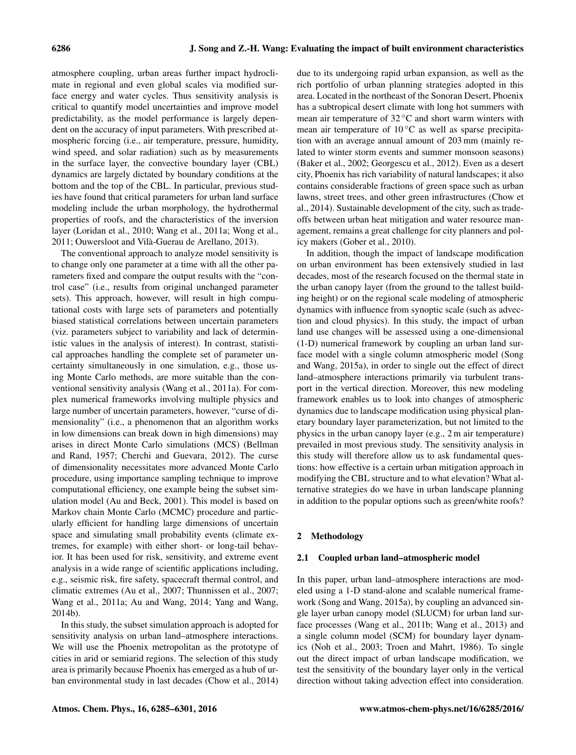atmosphere coupling, urban areas further impact hydroclimate in regional and even global scales via modified surface energy and water cycles. Thus sensitivity analysis is critical to quantify model uncertainties and improve model predictability, as the model performance is largely dependent on the accuracy of input parameters. With prescribed atmospheric forcing (i.e., air temperature, pressure, humidity, wind speed, and solar radiation) such as by measurements in the surface layer, the convective boundary layer (CBL) dynamics are largely dictated by boundary conditions at the bottom and the top of the CBL. In particular, previous studies have found that critical parameters for urban land surface modeling include the urban morphology, the hydrothermal properties of roofs, and the characteristics of the inversion layer (Loridan et al., 2010; Wang et al., 2011a; Wong et al., 2011; Ouwersloot and Vilà-Guerau de Arellano, 2013).

The conventional approach to analyze model sensitivity is to change only one parameter at a time with all the other parameters fixed and compare the output results with the "control case" (i.e., results from original unchanged parameter sets). This approach, however, will result in high computational costs with large sets of parameters and potentially biased statistical correlations between uncertain parameters (viz. parameters subject to variability and lack of deterministic values in the analysis of interest). In contrast, statistical approaches handling the complete set of parameter uncertainty simultaneously in one simulation, e.g., those using Monte Carlo methods, are more suitable than the conventional sensitivity analysis (Wang et al., 2011a). For complex numerical frameworks involving multiple physics and large number of uncertain parameters, however, "curse of dimensionality" (i.e., a phenomenon that an algorithm works in low dimensions can break down in high dimensions) may arises in direct Monte Carlo simulations (MCS) (Bellman and Rand, 1957; Cherchi and Guevara, 2012). The curse of dimensionality necessitates more advanced Monte Carlo procedure, using importance sampling technique to improve computational efficiency, one example being the subset simulation model (Au and Beck, 2001). This model is based on Markov chain Monte Carlo (MCMC) procedure and particularly efficient for handling large dimensions of uncertain space and simulating small probability events (climate extremes, for example) with either short- or long-tail behavior. It has been used for risk, sensitivity, and extreme event analysis in a wide range of scientific applications including, e.g., seismic risk, fire safety, spacecraft thermal control, and climatic extremes (Au et al., 2007; Thunnissen et al., 2007; Wang et al., 2011a; Au and Wang, 2014; Yang and Wang, 2014b).

In this study, the subset simulation approach is adopted for sensitivity analysis on urban land–atmosphere interactions. We will use the Phoenix metropolitan as the prototype of cities in arid or semiarid regions. The selection of this study area is primarily because Phoenix has emerged as a hub of urban environmental study in last decades (Chow et al., 2014) due to its undergoing rapid urban expansion, as well as the rich portfolio of urban planning strategies adopted in this area. Located in the northeast of the Sonoran Desert, Phoenix has a subtropical desert climate with long hot summers with mean air temperature of 32 °C and short warm winters with mean air temperature of 10 °C as well as sparse precipitation with an average annual amount of 203 mm (mainly related to winter storm events and summer monsoon seasons) (Baker et al., 2002; Georgescu et al., 2012). Even as a desert city, Phoenix has rich variability of natural landscapes; it also contains considerable fractions of green space such as urban lawns, street trees, and other green infrastructures (Chow et al., 2014). Sustainable development of the city, such as tradeoffs between urban heat mitigation and water resource management, remains a great challenge for city planners and policy makers (Gober et al., 2010).

In addition, though the impact of landscape modification on urban environment has been extensively studied in last decades, most of the research focused on the thermal state in the urban canopy layer (from the ground to the tallest building height) or on the regional scale modeling of atmospheric dynamics with influence from synoptic scale (such as advection and cloud physics). In this study, the impact of urban land use changes will be assessed using a one-dimensional (1-D) numerical framework by coupling an urban land surface model with a single column atmospheric model (Song and Wang, 2015a), in order to single out the effect of direct land–atmosphere interactions primarily via turbulent transport in the vertical direction. Moreover, this new modeling framework enables us to look into changes of atmospheric dynamics due to landscape modification using physical planetary boundary layer parameterization, but not limited to the physics in the urban canopy layer (e.g., 2 m air temperature) prevailed in most previous study. The sensitivity analysis in this study will therefore allow us to ask fundamental questions: how effective is a certain urban mitigation approach in modifying the CBL structure and to what elevation? What alternative strategies do we have in urban landscape planning in addition to the popular options such as green/white roofs?

## 2 Methodology

### 2.1 Coupled urban land–atmospheric model

In this paper, urban land–atmosphere interactions are modeled using a 1-D stand-alone and scalable numerical framework (Song and Wang, 2015a), by coupling an advanced single layer urban canopy model (SLUCM) for urban land surface processes (Wang et al., 2011b; Wang et al., 2013) and a single column model (SCM) for boundary layer dynamics (Noh et al., 2003; Troen and Mahrt, 1986). To single out the direct impact of urban landscape modification, we test the sensitivity of the boundary layer only in the vertical direction without taking advection effect into consideration.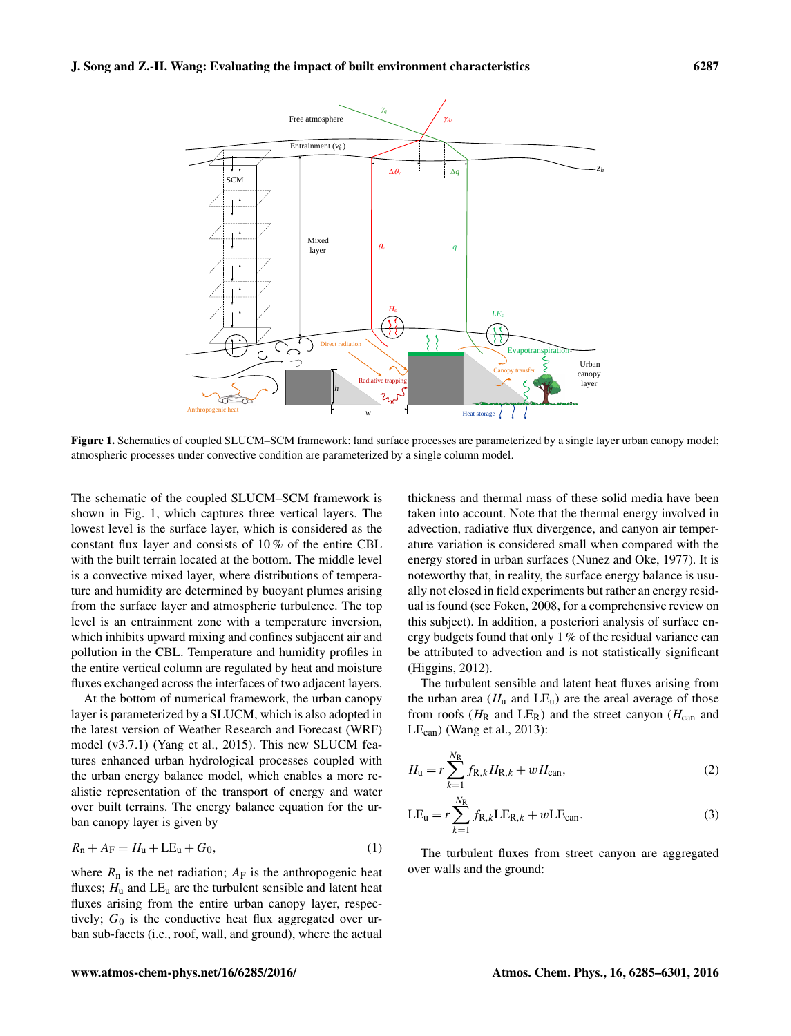**Figure 1.** Schematics of coupled SLUCM–SCM framework: land surface processes are parameterized by a single layer urban canopy model; atmospheric processes under convective condition are parameterized by a single column model.

The schematic of the coupled SLUCM–SCM framework is shown in Fig. 1, which captures three vertical layers. The lowest level is the surface layer, which is considered as the constant flux layer and consists of 10 % of the entire CBL with the built terrain located at the bottom. The middle level is a convective mixed layer, where distributions of temperature and humidity are determined by buoyant plumes arising from the surface layer and atmospheric turbulence. The top level is an entrainment zone with a temperature inversion, which inhibits upward mixing and confines subjacent air and pollution in the CBL. Temperature and humidity profiles in the entire vertical column are regulated by heat and moisture fluxes exchanged across the interfaces of two adjacent layers.

At the bottom of numerical framework, the urban canopy layer is parameterized by a SLUCM, which is also adopted in the latest version of Weather Research and Forecast (WRF) model (v3.7.1) (Yang et al., 2015). This new SLUCM features enhanced urban hydrological processes coupled with the urban energy balance model, which enables a more realistic representation of the transport of energy and water over built terrains. The energy balance equation for the urban canopy layer is given by

$$R_\mathrm{n} + A_\mathrm{F} = H_\mathrm{u} + \mathrm{LE}_\mathrm{u} + G_0, \tag{1}$$

where $R_\mathrm{n}$ is the net radiation; $A_\mathrm{F}$ is the anthropogenic heat fluxes; $H_\mathrm{u}$ and $\mathrm{LE}_\mathrm{u}$ are the turbulent sensible and latent heat fluxes arising from the entire urban canopy layer, respectively; $G_0$ is the conductive heat flux aggregated over urban sub-facets (i.e., roof, wall, and ground), where the actual thickness and thermal mass of these solid media have been taken into account. Note that the thermal energy involved in advection, radiative flux divergence, and canyon air temperature variation is considered small when compared with the energy stored in urban surfaces (Nunez and Oke, 1977). It is noteworthy that, in reality, the surface energy balance is usually not closed in field experiments but rather an energy residual is found (see Foken, 2008, for a comprehensive review on this subject). In addition, a posteriori analysis of surface energy budgets found that only 1 % of the residual variance can be attributed to advection and is not statistically significant (Higgins, 2012).

The turbulent sensible and latent heat fluxes arising from the urban area ($H_\mathrm{u}$ and $\mathrm{LE}_\mathrm{u}$) are the areal average of those from roofs ($H_\mathrm{R}$ and $\mathrm{LE}_\mathrm{R}$) and the street canyon ($H_\mathrm{can}$ and $\mathrm{LE}_\mathrm{can}$) (Wang et al., 2013):

$$H_\mathrm{u} = r \sum_{k=1}^{N_\mathrm{R}} f_{\mathrm{R},k} H_{\mathrm{R},k} + w H_\mathrm{can}, \tag{2}$$

$$\mathrm{LE}_\mathrm{u} = r \sum_{k=1}^{N_\mathrm{R}} f_{\mathrm{R},k} \mathrm{LE}_{\mathrm{R},k} + w \mathrm{LE}_\mathrm{can}. \tag{3}$$

The turbulent fluxes from street canyon are aggregated over walls and the ground: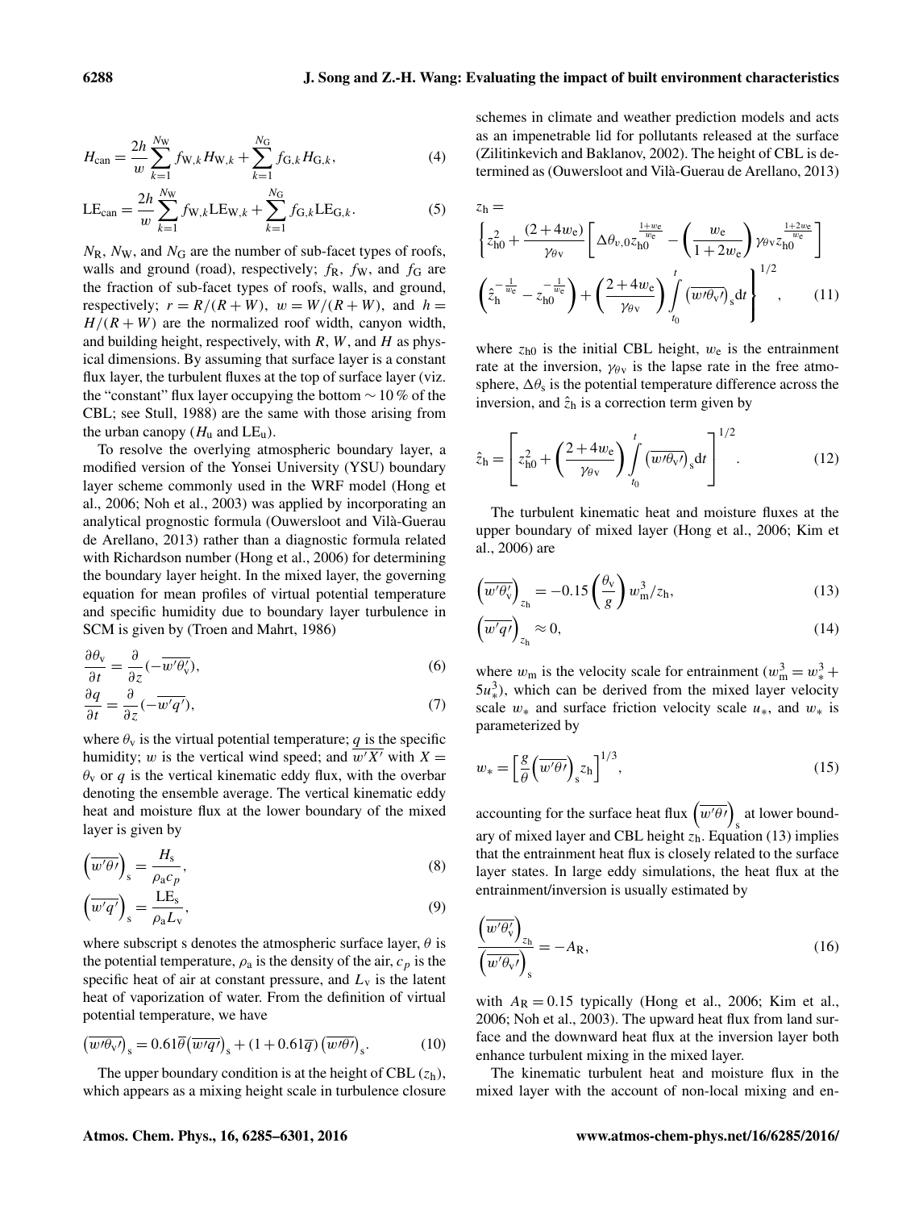$$H_{\text{can}} = \frac{2h}{w}\sum_{k=1}^{N_{\text{W}}} f_{\text{W},k} H_{\text{W},k} + \sum_{k=1}^{N_{\text{G}}} f_{\text{G},k} H_{\text{G},k}, \tag{4}$$

$$\text{LE}_{\text{can}} = \frac{2h}{w}\sum_{k=1}^{N_{\text{W}}} f_{\text{W},k} \text{LE}_{\text{W},k} + \sum_{k=1}^{N_{\text{G}}} f_{\text{G},k} \text{LE}_{\text{G},k}. \tag{5}$$

$N_{\text{R}}$, $N_{\text{W}}$, and $N_{\text{G}}$ are the number of sub-facet types of roofs, walls and ground (road), respectively; $f_{\text{R}}$, $f_{\text{W}}$, and $f_{\text{G}}$ are the fraction of sub-facet types of roofs, walls, and ground, respectively; $r = R/(R+W)$, $w = W/(R+W)$, and $h = H/(R+W)$ are the normalized roof width, canyon width, and building height, respectively, with $R$, $W$, and $H$ as physical dimensions. By assuming that surface layer is a constant flux layer, the turbulent fluxes at the top of surface layer (viz. the "constant" flux layer occupying the bottom $\sim 10\,\%$ of the CBL; see Stull, 1988) are the same with those arising from the urban canopy ($H_{\text{u}}$ and $\text{LE}_{\text{u}}$).

To resolve the overlying atmospheric boundary layer, a modified version of the Yonsei University (YSU) boundary layer scheme commonly used in the WRF model (Hong et al., 2006; Noh et al., 2003) was applied by incorporating an analytical prognostic formula (Ouwersloot and Vilà-Guerau de Arellano, 2013) rather than a diagnostic formula related with Richardson number (Hong et al., 2006) for determining the boundary layer height. In the mixed layer, the governing equation for mean profiles of virtual potential temperature and specific humidity due to boundary layer turbulence in SCM is given by (Troen and Mahrt, 1986)

$$\frac{\partial \theta_{\text{v}}}{\partial t} = \frac{\partial}{\partial z}(-\overline{w'\theta_{\text{v}}'}), \tag{6}$$

$$\frac{\partial q}{\partial t} = \frac{\partial}{\partial z}(-\overline{w'q'}), \tag{7}$$

where $\theta_{\text{v}}$ is the virtual potential temperature; $q$ is the specific humidity; $w$ is the vertical wind speed; and $\overline{w'X'}$ with $X = \theta_{\text{v}}$ or $q$ is the vertical kinematic eddy flux, with the overbar denoting the ensemble average. The vertical kinematic eddy heat and moisture flux at the lower boundary of the mixed layer is given by

$$\left(\overline{w'\theta'}\right)_{\text{s}} = \frac{H_{\text{s}}}{\rho_{\text{a}} c_p}, \tag{8}$$

$$\left(\overline{w'q'}\right)_{\text{s}} = \frac{\text{LE}_{\text{s}}}{\rho_{\text{a}} L_{\text{v}}}, \tag{9}$$

where subscript s denotes the atmospheric surface layer, $\theta$ is the potential temperature, $\rho_{\text{a}}$ is the density of the air, $c_p$ is the specific heat of air at constant pressure, and $L_{\text{v}}$ is the latent heat of vaporization of water. From the definition of virtual potential temperature, we have

$$\left(\overline{w'\theta_{\text{v}}'}\right)_{\text{s}} = 0.61\overline{\theta}\left(\overline{w'q'}\right)_{\text{s}} + (1+0.61\overline{q})\left(\overline{w'\theta'}\right)_{\text{s}}. \tag{10}$$

The upper boundary condition is at the height of CBL ($z_{\text{h}}$), which appears as a mixing height scale in turbulence closure schemes in climate and weather prediction models and acts as an impenetrable lid for pollutants released at the surface (Zilitinkevich and Baklanov, 2002). The height of CBL is determined as (Ouwersloot and Vilà-Guerau de Arellano, 2013)

$$z_{\text{h}} = \left\{ z_{\text{h0}}^2 + \frac{(2+4w_{\text{e}})}{\gamma_{\theta\text{v}}}\left[\Delta\theta_{v,0} z_{\text{h0}}^{\frac{1+w_{\text{e}}}{w_{\text{e}}}} - \left(\frac{w_{\text{e}}}{1+2w_{\text{e}}}\right)\gamma_{\theta\text{v}} z_{\text{h0}}^{\frac{1+2w_{\text{e}}}{w_{\text{e}}}}\right] \left(\hat{z}_{\text{h}}^{-\frac{1}{w_{\text{e}}}} - z_{\text{h0}}^{-\frac{1}{w_{\text{e}}}}\right) + \left(\frac{2+4w_{\text{e}}}{\gamma_{\theta\text{v}}}\right)\int_{t_0}^{t}\left(\overline{w'\theta_{\text{v}}'}\right)_{\text{s}}\text{d}t \right\}^{1/2}, \tag{11}$$

where $z_{\text{h0}}$ is the initial CBL height, $w_{\text{e}}$ is the entrainment rate at the inversion, $\gamma_{\theta\text{v}}$ is the lapse rate in the free atmosphere, $\Delta\theta_{\text{s}}$ is the potential temperature difference across the inversion, and $\hat{z}_{\text{h}}$ is a correction term given by

$$\hat{z}_{\text{h}} = \left[z_{\text{h0}}^2 + \left(\frac{2+4w_{\text{e}}}{\gamma_{\theta\text{v}}}\right)\int_{t_0}^{t}\left(\overline{w'\theta_{\text{v}}'}\right)_{\text{s}}\text{d}t\right]^{1/2}. \tag{12}$$

The turbulent kinematic heat and moisture fluxes at the upper boundary of mixed layer (Hong et al., 2006; Kim et al., 2006) are

$$\left(\overline{w'\theta_{\text{v}}'}\right)_{z_{\text{h}}} = -0.15\left(\frac{\theta_{\text{v}}}{g}\right) w_{\text{m}}^3/z_{\text{h}}, \tag{13}$$

$$\left(\overline{w'q'}\right)_{z_{\text{h}}} \approx 0, \tag{14}$$

where $w_{\text{m}}$ is the velocity scale for entrainment ($w_{\text{m}}^3 = w_*^3 + 5u_*^3$), which can be derived from the mixed layer velocity scale $w_*$ and surface friction velocity scale $u_*$, and $w_*$ is parameterized by

$$w_* = \left[\frac{g}{\theta}\left(\overline{w'\theta'}\right)_{\text{s}} z_{\text{h}}\right]^{1/3}, \tag{15}$$

accounting for the surface heat flux $\left(\overline{w'\theta'}\right)_{\text{s}}$ at lower boundary of mixed layer and CBL height $z_{\text{h}}$. Equation (13) implies that the entrainment heat flux is closely related to the surface layer states. In large eddy simulations, the heat flux at the entrainment/inversion is usually estimated by

$$\frac{\left(\overline{w'\theta_{\text{v}}'}\right)_{z_{\text{h}}}}{\left(\overline{w'\theta_{\text{v}}'}\right)_{\text{s}}} = -A_{\text{R}}, \tag{16}$$

with $A_{\text{R}} = 0.15$ typically (Hong et al., 2006; Kim et al., 2006; Noh et al., 2003). The upward heat flux from land surface and the downward heat flux at the inversion layer both enhance turbulent mixing in the mixed layer.

The kinematic turbulent heat and moisture flux in the mixed layer with the account of non-local mixing and en-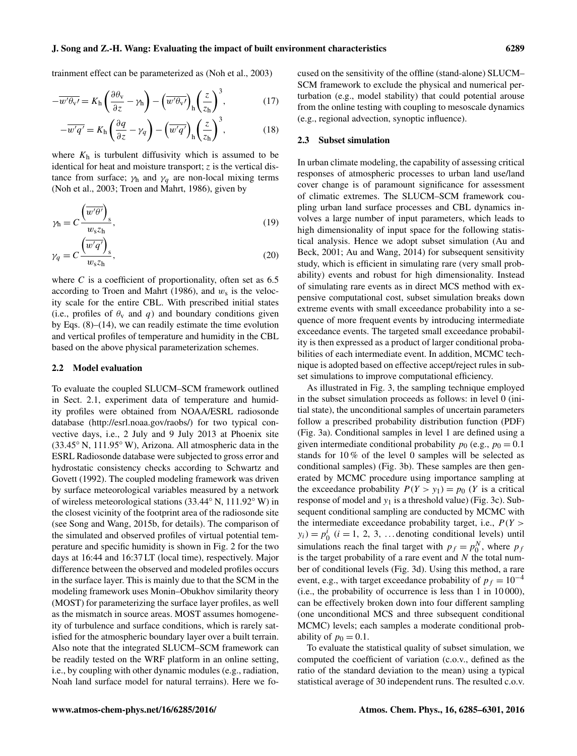trainment effect can be parameterized as (Noh et al., 2003)

$$-\overline{w'\theta_v'} = K_h\left(\frac{\partial\theta_v}{\partial z} - \gamma_h\right) - \left(\overline{w'\theta_v'}\right)_h\left(\frac{z}{z_h}\right)^3, \tag{17}$$

$$-\overline{w'q'} = K_h\left(\frac{\partial q}{\partial z} - \gamma_q\right) - \left(\overline{w'q'}\right)_h\left(\frac{z}{z_h}\right)^3, \tag{18}$$

where $K_h$ is turbulent diffusivity which is assumed to be identical for heat and moisture transport; $z$ is the vertical distance from surface; $\gamma_h$ and $\gamma_q$ are non-local mixing terms (Noh et al., 2003; Troen and Mahrt, 1986), given by

$$\gamma_h = C\frac{\left(\overline{w'\theta'}\right)_s}{w_s z_h}, \tag{19}$$

$$\gamma_q = C\frac{\left(\overline{w'q'}\right)_s}{w_s z_h}, \tag{20}$$

where $C$ is a coefficient of proportionality, often set as 6.5 according to Troen and Mahrt (1986), and $w_s$ is the velocity scale for the entire CBL. With prescribed initial states (i.e., profiles of $\theta_v$ and $q$) and boundary conditions given by Eqs. (8)–(14), we can readily estimate the time evolution and vertical profiles of temperature and humidity in the CBL based on the above physical parameterization schemes.

### 2.2 Model evaluation

To evaluate the coupled SLUCM–SCM framework outlined in Sect. 2.1, experiment data of temperature and humidity profiles were obtained from NOAA/ESRL radiosonde database (http://esrl.noaa.gov/raobs/) for two typical convective days, i.e., 2 July and 9 July 2013 at Phoenix site (33.45° N, 111.95° W), Arizona. All atmospheric data in the ESRL Radiosonde database were subjected to gross error and hydrostatic consistency checks according to Schwartz and Govett (1992). The coupled modeling framework was driven by surface meteorological variables measured by a network of wireless meteorological stations (33.44° N, 111.92° W) in the closest vicinity of the footprint area of the radiosonde site (see Song and Wang, 2015b, for details). The comparison of the simulated and observed profiles of virtual potential temperature and specific humidity is shown in Fig. 2 for the two days at 16:44 and 16:37 LT (local time), respectively. Major difference between the observed and modeled profiles occurs in the surface layer. This is mainly due to that the SCM in the modeling framework uses Monin–Obukhov similarity theory (MOST) for parameterizing the surface layer profiles, as well as the mismatch in source areas. MOST assumes homogeneity of turbulence and surface conditions, which is rarely satisfied for the atmospheric boundary layer over a built terrain. Also note that the integrated SLUCM–SCM framework can be readily tested on the WRF platform in an online setting, i.e., by coupling with other dynamic modules (e.g., radiation, Noah land surface model for natural terrains). Here we focused on the sensitivity of the offline (stand-alone) SLUCM–SCM framework to exclude the physical and numerical perturbation (e.g., model stability) that could potential arouse from the online testing with coupling to mesoscale dynamics (e.g., regional advection, synoptic influence).

### 2.3 Subset simulation

In urban climate modeling, the capability of assessing critical responses of atmospheric processes to urban land use/land cover change is of paramount significance for assessment of climatic extremes. The SLUCM–SCM framework coupling urban land surface processes and CBL dynamics involves a large number of input parameters, which leads to high dimensionality of input space for the following statistical analysis. Hence we adopt subset simulation (Au and Beck, 2001; Au and Wang, 2014) for subsequent sensitivity study, which is efficient in simulating rare (very small probability) events and robust for high dimensionality. Instead of simulating rare events as in direct MCS method with expensive computational cost, subset simulation breaks down extreme events with small exceedance probability into a sequence of more frequent events by introducing intermediate exceedance events. The targeted small exceedance probability is then expressed as a product of larger conditional probabilities of each intermediate event. In addition, MCMC technique is adopted based on effective accept/reject rules in subset simulations to improve computational efficiency.

As illustrated in Fig. 3, the sampling technique employed in the subset simulation proceeds as follows: in level 0 (initial state), the unconditional samples of uncertain parameters follow a prescribed probability distribution function (PDF) (Fig. 3a). Conditional samples in level 1 are defined using a given intermediate conditional probability $p_0$ (e.g., $p_0 = 0.1$ stands for 10 % of the level 0 samples will be selected as conditional samples) (Fig. 3b). These samples are then generated by MCMC procedure using importance sampling at the exceedance probability $P(Y > y_1) = p_0$ ($Y$ is a critical response of model and $y_1$ is a threshold value) (Fig. 3c). Subsequent conditional sampling are conducted by MCMC with the intermediate exceedance probability target, i.e., $P(Y > y_i) = p_0^i$ ($i = 1, 2, 3, \ldots$ denoting conditional levels) until simulations reach the final target with $p_f = p_0^N$, where $p_f$ is the target probability of a rare event and $N$ the total number of conditional levels (Fig. 3d). Using this method, a rare event, e.g., with target exceedance probability of $p_f = 10^{-4}$ (i.e., the probability of occurrence is less than 1 in 10 000), can be effectively broken down into four different sampling (one unconditional MCS and three subsequent conditional MCMC) levels; each samples a moderate conditional probability of $p_0 = 0.1$.

To evaluate the statistical quality of subset simulation, we computed the coefficient of variation (c.o.v., defined as the ratio of the standard deviation to the mean) using a typical statistical average of 30 independent runs. The resulted c.o.v.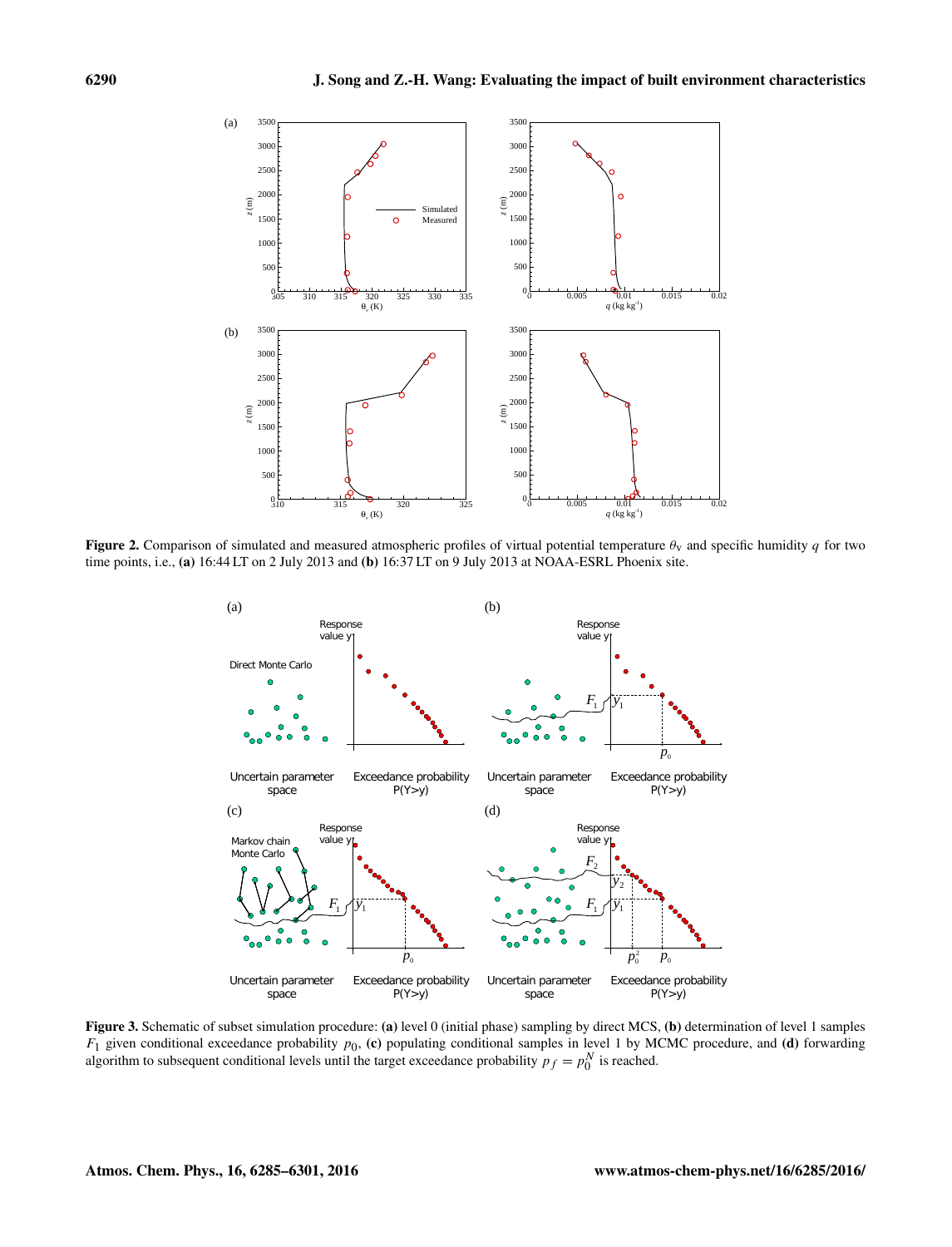**Figure 2.** Comparison of simulated and measured atmospheric profiles of virtual potential temperature $\theta_v$ and specific humidity $q$ for two time points, i.e., **(a)** 16:44 LT on 2 July 2013 and **(b)** 16:37 LT on 9 July 2013 at NOAA-ESRL Phoenix site.

**Figure 3.** Schematic of subset simulation procedure: **(a)** level 0 (initial phase) sampling by direct MCS, **(b)** determination of level 1 samples $F_1$ given conditional exceedance probability $p_0$, **(c)** populating conditional samples in level 1 by MCMC procedure, and **(d)** forwarding algorithm to subsequent conditional levels until the target exceedance probability $p_f = p_0^N$ is reached.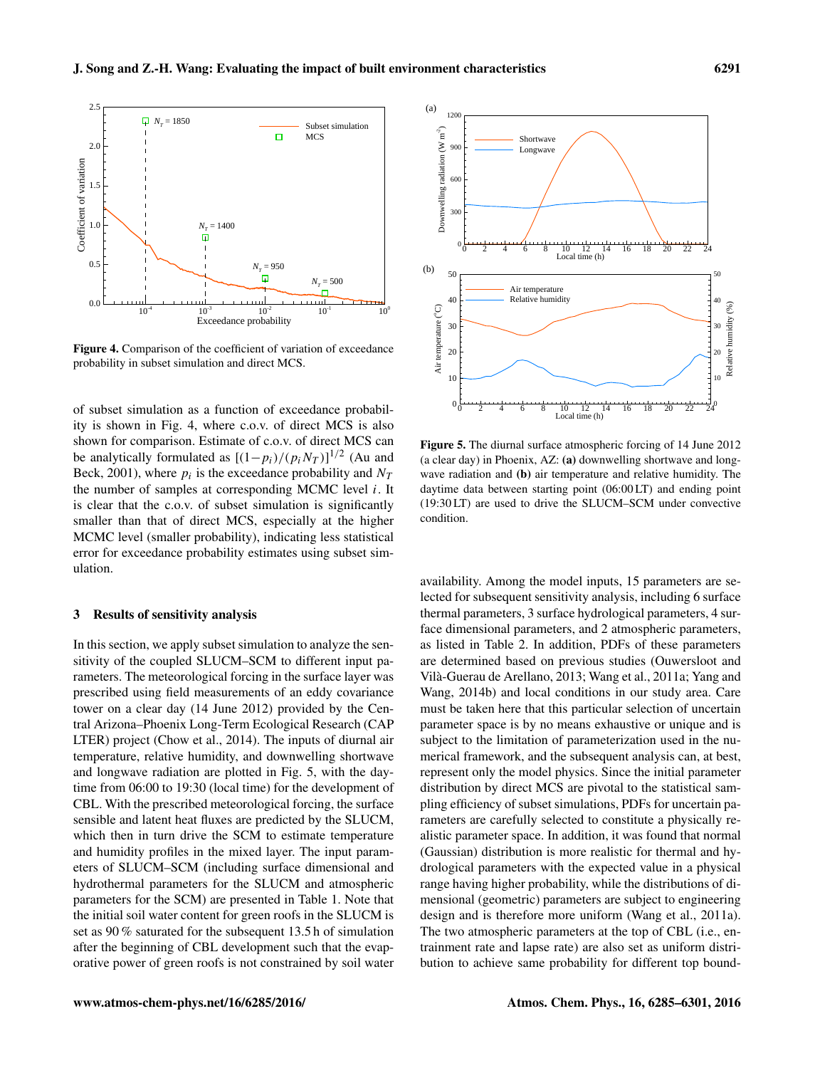**Figure 4.** Comparison of the coefficient of variation of exceedance probability in subset simulation and direct MCS.

of subset simulation as a function of exceedance probability is shown in Fig. 4, where c.o.v. of direct MCS is also shown for comparison. Estimate of c.o.v. of direct MCS can be analytically formulated as $[(1-p_i)/(p_i N_T)]^{1/2}$ (Au and Beck, 2001), where $p_i$ is the exceedance probability and $N_T$ the number of samples at corresponding MCMC level $i$. It is clear that the c.o.v. of subset simulation is significantly smaller than that of direct MCS, especially at the higher MCMC level (smaller probability), indicating less statistical error for exceedance probability estimates using subset simulation.

## 3 Results of sensitivity analysis

In this section, we apply subset simulation to analyze the sensitivity of the coupled SLUCM–SCM to different input parameters. The meteorological forcing in the surface layer was prescribed using field measurements of an eddy covariance tower on a clear day (14 June 2012) provided by the Central Arizona–Phoenix Long-Term Ecological Research (CAP LTER) project (Chow et al., 2014). The inputs of diurnal air temperature, relative humidity, and downwelling shortwave and longwave radiation are plotted in Fig. 5, with the daytime from 06:00 to 19:30 (local time) for the development of CBL. With the prescribed meteorological forcing, the surface sensible and latent heat fluxes are predicted by the SLUCM, which then in turn drive the SCM to estimate temperature and humidity profiles in the mixed layer. The input parameters of SLUCM–SCM (including surface dimensional and hydrothermal parameters for the SLUCM and atmospheric parameters for the SCM) are presented in Table 1. Note that the initial soil water content for green roofs in the SLUCM is set as 90 % saturated for the subsequent 13.5 h of simulation after the beginning of CBL development such that the evaporative power of green roofs is not constrained by soil water

**Figure 5.** The diurnal surface atmospheric forcing of 14 June 2012 (a clear day) in Phoenix, AZ: **(a)** downwelling shortwave and longwave radiation and **(b)** air temperature and relative humidity. The daytime data between starting point (06:00 LT) and ending point (19:30 LT) are used to drive the SLUCM–SCM under convective condition.

availability. Among the model inputs, 15 parameters are selected for subsequent sensitivity analysis, including 6 surface thermal parameters, 3 surface hydrological parameters, 4 surface dimensional parameters, and 2 atmospheric parameters, as listed in Table 2. In addition, PDFs of these parameters are determined based on previous studies (Ouwersloot and Vilà-Guerau de Arellano, 2013; Wang et al., 2011a; Yang and Wang, 2014b) and local conditions in our study area. Care must be taken here that this particular selection of uncertain parameter space is by no means exhaustive or unique and is subject to the limitation of parameterization used in the numerical framework, and the subsequent analysis can, at best, represent only the model physics. Since the initial parameter distribution by direct MCS are pivotal to the statistical sampling efficiency of subset simulations, PDFs for uncertain parameters are carefully selected to constitute a physically realistic parameter space. In addition, it was found that normal (Gaussian) distribution is more realistic for thermal and hydrological parameters with the expected value in a physical range having higher probability, while the distributions of dimensional (geometric) parameters are subject to engineering design and is therefore more uniform (Wang et al., 2011a). The two atmospheric parameters at the top of CBL (i.e., entrainment rate and lapse rate) are also set as uniform distribution to achieve same probability for different top bound-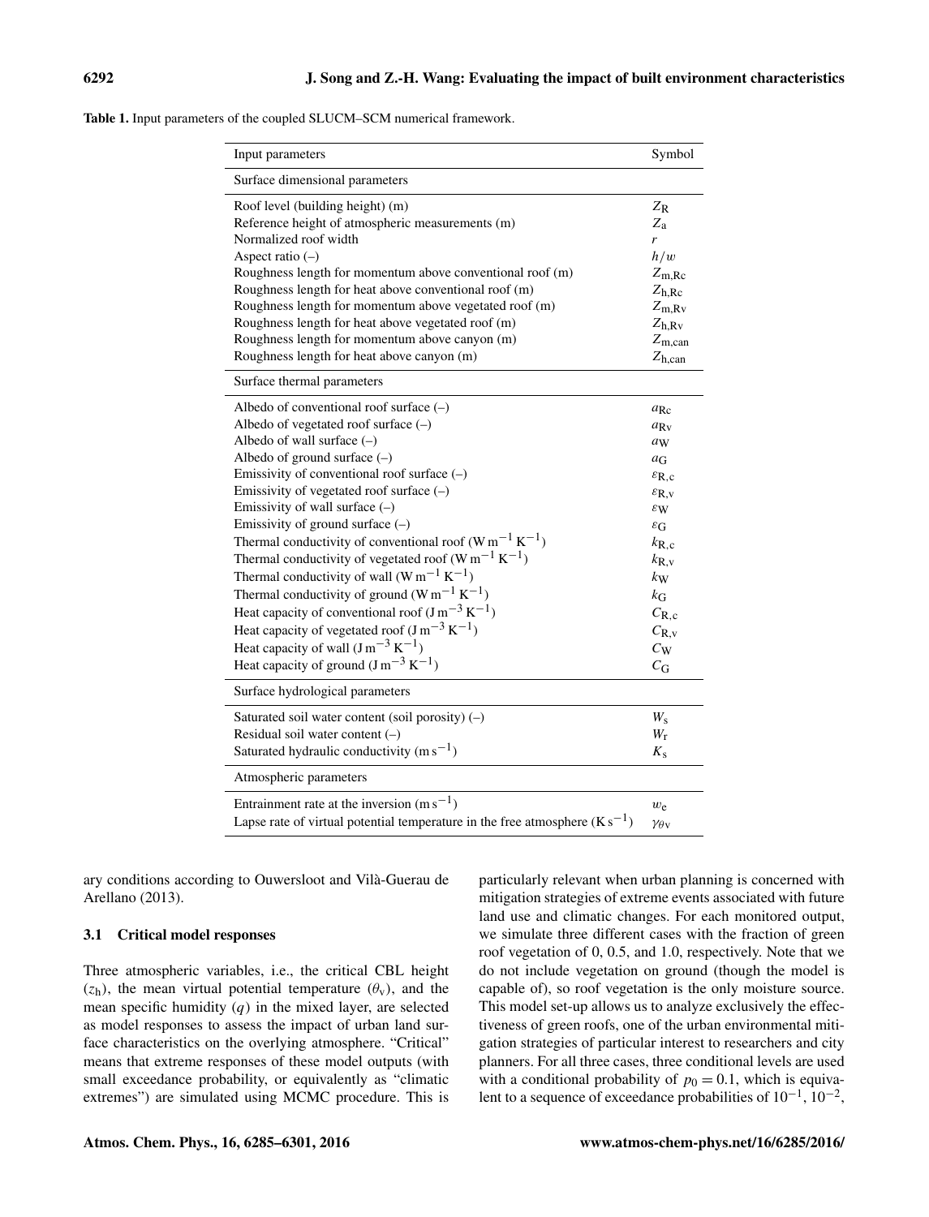**Table 1.** Input parameters of the coupled SLUCM–SCM numerical framework.

| Input parameters | Symbol |
|---|---|
| Surface dimensional parameters | |
| Roof level (building height) (m) | $Z_R$ |
| Reference height of atmospheric measurements (m) | $Z_a$ |
| Normalized roof width | $r$ |
| Aspect ratio (–) | $h/w$ |
| Roughness length for momentum above conventional roof (m) | $Z_{m,Rc}$ |
| Roughness length for heat above conventional roof (m) | $Z_{h,Rc}$ |
| Roughness length for momentum above vegetated roof (m) | $Z_{m,Rv}$ |
| Roughness length for heat above vegetated roof (m) | $Z_{h,Rv}$ |
| Roughness length for momentum above canyon (m) | $Z_{m,can}$ |
| Roughness length for heat above canyon (m) | $Z_{h,can}$ |
| Surface thermal parameters | |
| Albedo of conventional roof surface (–) | $a_{Rc}$ |
| Albedo of vegetated roof surface (–) | $a_{Rv}$ |
| Albedo of wall surface (–) | $a_W$ |
| Albedo of ground surface (–) | $a_G$ |
| Emissivity of conventional roof surface (–) | $\varepsilon_{R,c}$ |
| Emissivity of vegetated roof surface (–) | $\varepsilon_{R,v}$ |
| Emissivity of wall surface (–) | $\varepsilon_W$ |
| Emissivity of ground surface (–) | $\varepsilon_G$ |
| Thermal conductivity of conventional roof ($W\,m^{-1}\,K^{-1}$) | $k_{R,c}$ |
| Thermal conductivity of vegetated roof ($W\,m^{-1}\,K^{-1}$) | $k_{R,v}$ |
| Thermal conductivity of wall ($W\,m^{-1}\,K^{-1}$) | $k_W$ |
| Thermal conductivity of ground ($W\,m^{-1}\,K^{-1}$) | $k_G$ |
| Heat capacity of conventional roof ($J\,m^{-3}\,K^{-1}$) | $C_{R,c}$ |
| Heat capacity of vegetated roof ($J\,m^{-3}\,K^{-1}$) | $C_{R,v}$ |
| Heat capacity of wall ($J\,m^{-3}\,K^{-1}$) | $C_W$ |
| Heat capacity of ground ($J\,m^{-3}\,K^{-1}$) | $C_G$ |
| Surface hydrological parameters | |
| Saturated soil water content (soil porosity) (–) | $W_s$ |
| Residual soil water content (–) | $W_r$ |
| Saturated hydraulic conductivity ($m\,s^{-1}$) | $K_s$ |
| Atmospheric parameters | |
| Entrainment rate at the inversion ($m\,s^{-1}$) | $w_e$ |
| Lapse rate of virtual potential temperature in the free atmosphere ($K\,s^{-1}$) | $\gamma_{\theta v}$ |

ary conditions according to Ouwersloot and Vilà-Guerau de Arellano (2013).

### 3.1 Critical model responses

Three atmospheric variables, i.e., the critical CBL height ($z_h$), the mean virtual potential temperature ($\theta_v$), and the mean specific humidity ($q$) in the mixed layer, are selected as model responses to assess the impact of urban land surface characteristics on the overlying atmosphere. "Critical" means that extreme responses of these model outputs (with small exceedance probability, or equivalently as "climatic extremes") are simulated using MCMC procedure. This is particularly relevant when urban planning is concerned with mitigation strategies of extreme events associated with future land use and climatic changes. For each monitored output, we simulate three different cases with the fraction of green roof vegetation of 0, 0.5, and 1.0, respectively. Note that we do not include vegetation on ground (though the model is capable of), so roof vegetation is the only moisture source. This model set-up allows us to analyze exclusively the effectiveness of green roofs, one of the urban environmental mitigation strategies of particular interest to researchers and city planners. For all three cases, three conditional levels are used with a conditional probability of $p_0 = 0.1$, which is equivalent to a sequence of exceedance probabilities of $10^{-1}$, $10^{-2}$,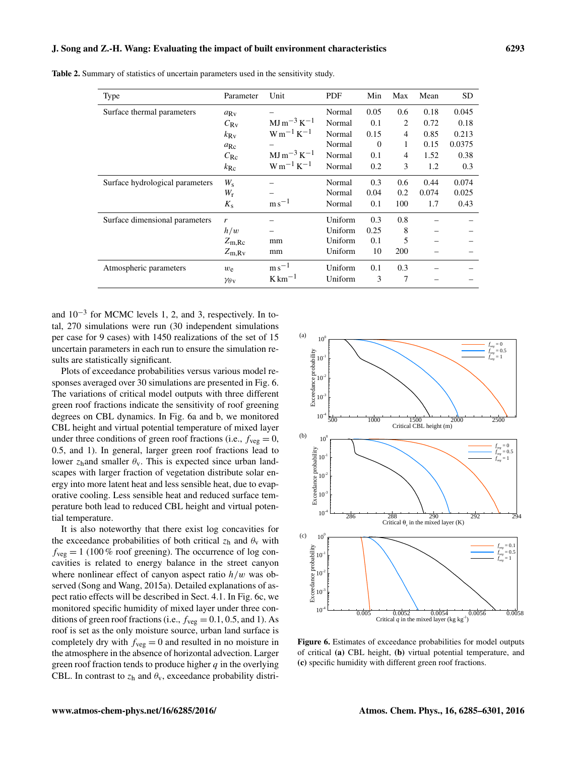**Table 2.** Summary of statistics of uncertain parameters used in the sensitivity study.

| Type | Parameter | Unit | PDF | Min | Max | Mean | SD |
|---|---|---|---|---|---|---|---|
| Surface thermal parameters | $a_{\mathrm{Rv}}$ | – | Normal | 0.05 | 0.6 | 0.18 | 0.045 |
| | $C_{\mathrm{Rv}}$ | $\mathrm{MJ\,m^{-3}\,K^{-1}}$ | Normal | 0.1 | 2 | 0.72 | 0.18 |
| | $k_{\mathrm{Rv}}$ | $\mathrm{W\,m^{-1}\,K^{-1}}$ | Normal | 0.15 | 4 | 0.85 | 0.213 |
| | $a_{\mathrm{Rc}}$ | – | Normal | 0 | 1 | 0.15 | 0.0375 |
| | $C_{\mathrm{Rc}}$ | $\mathrm{MJ\,m^{-3}\,K^{-1}}$ | Normal | 0.1 | 4 | 1.52 | 0.38 |
| | $k_{\mathrm{Rc}}$ | $\mathrm{W\,m^{-1}\,K^{-1}}$ | Normal | 0.2 | 3 | 1.2 | 0.3 |
| Surface hydrological parameters | $W_{\mathrm{s}}$ | – | Normal | 0.3 | 0.6 | 0.44 | 0.074 |
| | $W_{\mathrm{r}}$ | – | Normal | 0.04 | 0.2 | 0.074 | 0.025 |
| | $K_{\mathrm{s}}$ | $\mathrm{m\,s^{-1}}$ | Normal | 0.1 | 100 | 1.7 | 0.43 |
| Surface dimensional parameters | $r$ | – | Uniform | 0.3 | 0.8 | – | – |
| | $h/w$ | – | Uniform | 0.25 | 8 | – | – |
| | $Z_{\mathrm{m,Rc}}$ | mm | Uniform | 0.1 | 5 | – | – |
| | $Z_{\mathrm{m,Rv}}$ | mm | Uniform | 10 | 200 | – | – |
| Atmospheric parameters | $w_{\mathrm{e}}$ | $\mathrm{m\,s^{-1}}$ | Uniform | 0.1 | 0.3 | – | – |
| | $\gamma_{\theta\mathrm{v}}$ | $\mathrm{K\,km^{-1}}$ | Uniform | 3 | 7 | – | – |

and $10^{-3}$ for MCMC levels 1, 2, and 3, respectively. In total, 270 simulations were run (30 independent simulations per case for 9 cases) with 1450 realizations of the set of 15 uncertain parameters in each run to ensure the simulation results are statistically significant.

Plots of exceedance probabilities versus various model responses averaged over 30 simulations are presented in Fig. 6. The variations of critical model outputs with three different green roof fractions indicate the sensitivity of roof greening degrees on CBL dynamics. In Fig. 6a and b, we monitored CBL height and virtual potential temperature of mixed layer under three conditions of green roof fractions (i.e., $f_{\mathrm{veg}} = 0$, 0.5, and 1). In general, larger green roof fractions lead to lower $z_{\mathrm{h}}$and smaller $\theta_{\mathrm{v}}$. This is expected since urban landscapes with larger fraction of vegetation distribute solar energy into more latent heat and less sensible heat, due to evaporative cooling. Less sensible heat and reduced surface temperature both lead to reduced CBL height and virtual potential temperature.

It is also noteworthy that there exist log concavities for the exceedance probabilities of both critical $z_{\mathrm{h}}$ and $\theta_{\mathrm{v}}$ with $f_{\mathrm{veg}} = 1$ (100 % roof greening). The occurrence of log concavities is related to energy balance in the street canyon where nonlinear effect of canyon aspect ratio $h/w$ was observed (Song and Wang, 2015a). Detailed explanations of aspect ratio effects will be described in Sect. 4.1. In Fig. 6c, we monitored specific humidity of mixed layer under three conditions of green roof fractions (i.e., $f_{\mathrm{veg}} = 0.1$, 0.5, and 1). As roof is set as the only moisture source, urban land surface is completely dry with $f_{\mathrm{veg}} = 0$ and resulted in no moisture in the atmosphere in the absence of horizontal advection. Larger green roof fraction tends to produce higher $q$ in the overlying CBL. In contrast to $z_{\mathrm{h}}$ and $\theta_{\mathrm{v}}$, exceedance probability distri-

**Figure 6.** Estimates of exceedance probabilities for model outputs of critical **(a)** CBL height, **(b)** virtual potential temperature, and **(c)** specific humidity with different green roof fractions.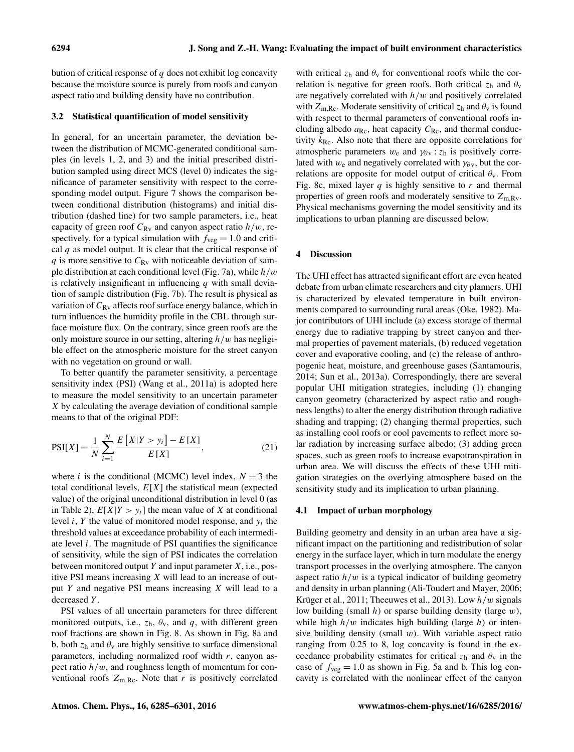bution of critical response of $q$ does not exhibit log concavity because the moisture source is purely from roofs and canyon aspect ratio and building density have no contribution.

### 3.2 Statistical quantification of model sensitivity

In general, for an uncertain parameter, the deviation between the distribution of MCMC-generated conditional samples (in levels 1, 2, and 3) and the initial prescribed distribution sampled using direct MCS (level 0) indicates the significance of parameter sensitivity with respect to the corresponding model output. Figure 7 shows the comparison between conditional distribution (histograms) and initial distribution (dashed line) for two sample parameters, i.e., heat capacity of green roof $C_{\mathrm{Rv}}$ and canyon aspect ratio $h/w$, respectively, for a typical simulation with $f_{\mathrm{veg}} = 1.0$ and critical $q$ as model output. It is clear that the critical response of $q$ is more sensitive to $C_{\mathrm{Rv}}$ with noticeable deviation of sample distribution at each conditional level (Fig. 7a), while $h/w$ is relatively insignificant in influencing $q$ with small deviation of sample distribution (Fig. 7b). The result is physical as variation of $C_{\mathrm{Rv}}$ affects roof surface energy balance, which in turn influences the humidity profile in the CBL through surface moisture flux. On the contrary, since green roofs are the only moisture source in our setting, altering $h/w$ has negligible effect on the atmospheric moisture for the street canyon with no vegetation on ground or wall.

To better quantify the parameter sensitivity, a percentage sensitivity index (PSI) (Wang et al., 2011a) is adopted here to measure the model sensitivity to an uncertain parameter $X$ by calculating the average deviation of conditional sample means to that of the original PDF:

$$\mathrm{PSI}[X] = \frac{1}{N}\sum_{i=1}^{N}\frac{E\left[X|Y > y_i\right] - E\left[X\right]}{E\left[X\right]}, \tag{21}$$

where $i$ is the conditional (MCMC) level index, $N = 3$ the total conditional levels, $E[X]$ the statistical mean (expected value) of the original unconditional distribution in level 0 (as in Table 2), $E[X|Y > y_i]$ the mean value of $X$ at conditional level $i$, $Y$ the value of monitored model response, and $y_i$ the threshold values at exceedance probability of each intermediate level $i$. The magnitude of PSI quantifies the significance of sensitivity, while the sign of PSI indicates the correlation between monitored output $Y$ and input parameter $X$, i.e., positive PSI means increasing $X$ will lead to an increase of output $Y$ and negative PSI means increasing $X$ will lead to a decreased $Y$.

PSI values of all uncertain parameters for three different monitored outputs, i.e., $z_{\mathrm{h}}$, $\theta_{\mathrm{v}}$, and $q$, with different green roof fractions are shown in Fig. 8. As shown in Fig. 8a and b, both $z_{\mathrm{h}}$ and $\theta_{\mathrm{v}}$ are highly sensitive to surface dimensional parameters, including normalized roof width $r$, canyon aspect ratio $h/w$, and roughness length of momentum for conventional roofs $Z_{\mathrm{m,Rc}}$. Note that $r$ is positively correlated with critical $z_{\mathrm{h}}$ and $\theta_{\mathrm{v}}$ for conventional roofs while the correlation is negative for green roofs. Both critical $z_{\mathrm{h}}$ and $\theta_{\mathrm{v}}$ are negatively correlated with $h/w$ and positively correlated with $Z_{\mathrm{m,Rc}}$. Moderate sensitivity of critical $z_{\mathrm{h}}$ and $\theta_{\mathrm{v}}$ is found with respect to thermal parameters of conventional roofs including albedo $a_{\mathrm{Rc}}$, heat capacity $C_{\mathrm{Rc}}$, and thermal conductivity $k_{\mathrm{Rc}}$. Also note that there are opposite correlations for atmospheric parameters $w_{\mathrm{e}}$ and $\gamma_{\theta\mathrm{v}}$ : $z_{\mathrm{h}}$ is positively correlated with $w_{\mathrm{e}}$ and negatively correlated with $\gamma_{\theta\mathrm{v}}$, but the correlations are opposite for model output of critical $\theta_{\mathrm{v}}$. From Fig. 8c, mixed layer $q$ is highly sensitive to $r$ and thermal properties of green roofs and moderately sensitive to $Z_{\mathrm{m,Rv}}$. Physical mechanisms governing the model sensitivity and its implications to urban planning are discussed below.

## 4 Discussion

The UHI effect has attracted significant effort are even heated debate from urban climate researchers and city planners. UHI is characterized by elevated temperature in built environments compared to surrounding rural areas (Oke, 1982). Major contributors of UHI include (a) excess storage of thermal energy due to radiative trapping by street canyon and thermal properties of pavement materials, (b) reduced vegetation cover and evaporative cooling, and (c) the release of anthropogenic heat, moisture, and greenhouse gases (Santamouris, 2014; Sun et al., 2013a). Correspondingly, there are several popular UHI mitigation strategies, including (1) changing canyon geometry (characterized by aspect ratio and roughness lengths) to alter the energy distribution through radiative shading and trapping; (2) changing thermal properties, such as installing cool roofs or cool pavements to reflect more solar radiation by increasing surface albedo; (3) adding green spaces, such as green roofs to increase evapotranspiration in urban area. We will discuss the effects of these UHI mitigation strategies on the overlying atmosphere based on the sensitivity study and its implication to urban planning.

### 4.1 Impact of urban morphology

Building geometry and density in an urban area have a significant impact on the partitioning and redistribution of solar energy in the surface layer, which in turn modulate the energy transport processes in the overlying atmosphere. The canyon aspect ratio $h/w$ is a typical indicator of building geometry and density in urban planning (Ali-Toudert and Mayer, 2006; Krüger et al., 2011; Theeuwes et al., 2013). Low $h/w$ signals low building (small $h$) or sparse building density (large $w$), while high $h/w$ indicates high building (large $h$) or intensive building density (small $w$). With variable aspect ratio ranging from 0.25 to 8, log concavity is found in the exceedance probability estimates for critical $z_{\mathrm{h}}$ and $\theta_{\mathrm{v}}$ in the case of $f_{\mathrm{veg}} = 1.0$ as shown in Fig. 5a and b. This log concavity is correlated with the nonlinear effect of the canyon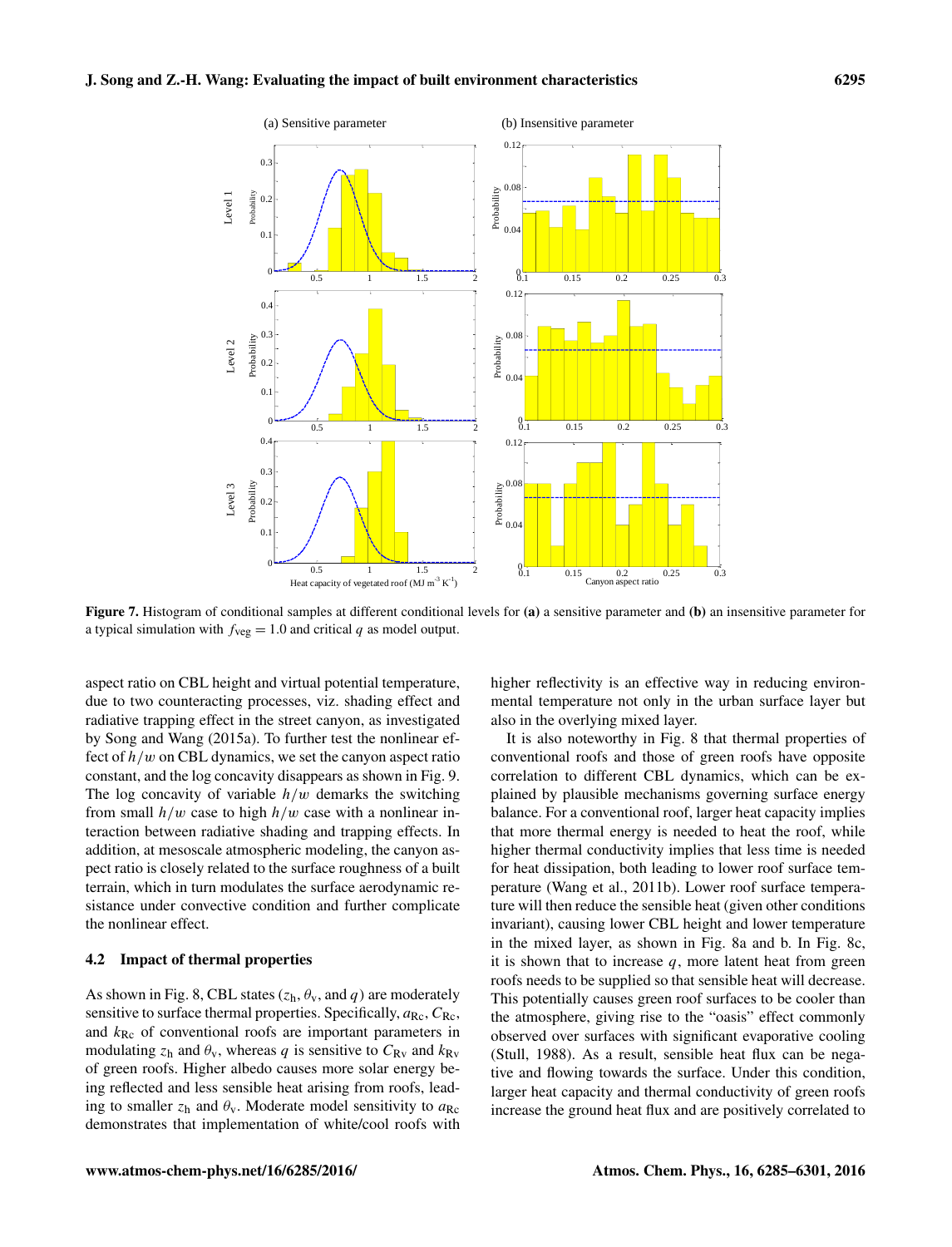Figure 7. Histogram of conditional samples at different conditional levels for **(a)** a sensitive parameter and **(b)** an insensitive parameter for a typical simulation with $f_{veg} = 1.0$ and critical $q$ as model output.

aspect ratio on CBL height and virtual potential temperature, due to two counteracting processes, viz. shading effect and radiative trapping effect in the street canyon, as investigated by Song and Wang (2015a). To further test the nonlinear effect of $h/w$ on CBL dynamics, we set the canyon aspect ratio constant, and the log concavity disappears as shown in Fig. 9. The log concavity of variable $h/w$ demarks the switching from small $h/w$ case to high $h/w$ case with a nonlinear interaction between radiative shading and trapping effects. In addition, at mesoscale atmospheric modeling, the canyon aspect ratio is closely related to the surface roughness of a built terrain, which in turn modulates the surface aerodynamic resistance under convective condition and further complicate the nonlinear effect.

### 4.2 Impact of thermal properties

As shown in Fig. 8, CBL states ($z_h$, $\theta_v$, and $q$) are moderately sensitive to surface thermal properties. Specifically, $a_{Rc}$, $C_{Rc}$, and $k_{Rc}$ of conventional roofs are important parameters in modulating $z_h$ and $\theta_v$, whereas $q$ is sensitive to $C_{Rv}$ and $k_{Rv}$ of green roofs. Higher albedo causes more solar energy being reflected and less sensible heat arising from roofs, leading to smaller $z_h$ and $\theta_v$. Moderate model sensitivity to $a_{Rc}$ demonstrates that implementation of white/cool roofs with higher reflectivity is an effective way in reducing environmental temperature not only in the urban surface layer but also in the overlying mixed layer.

It is also noteworthy in Fig. 8 that thermal properties of conventional roofs and those of green roofs have opposite correlation to different CBL dynamics, which can be explained by plausible mechanisms governing surface energy balance. For a conventional roof, larger heat capacity implies that more thermal energy is needed to heat the roof, while higher thermal conductivity implies that less time is needed for heat dissipation, both leading to lower roof surface temperature (Wang et al., 2011b). Lower roof surface temperature will then reduce the sensible heat (given other conditions invariant), causing lower CBL height and lower temperature in the mixed layer, as shown in Fig. 8a and b. In Fig. 8c, it is shown that to increase $q$, more latent heat from green roofs needs to be supplied so that sensible heat will decrease. This potentially causes green roof surfaces to be cooler than the atmosphere, giving rise to the "oasis" effect commonly observed over surfaces with significant evaporative cooling (Stull, 1988). As a result, sensible heat flux can be negative and flowing towards the surface. Under this condition, larger heat capacity and thermal conductivity of green roofs increase the ground heat flux and are positively correlated to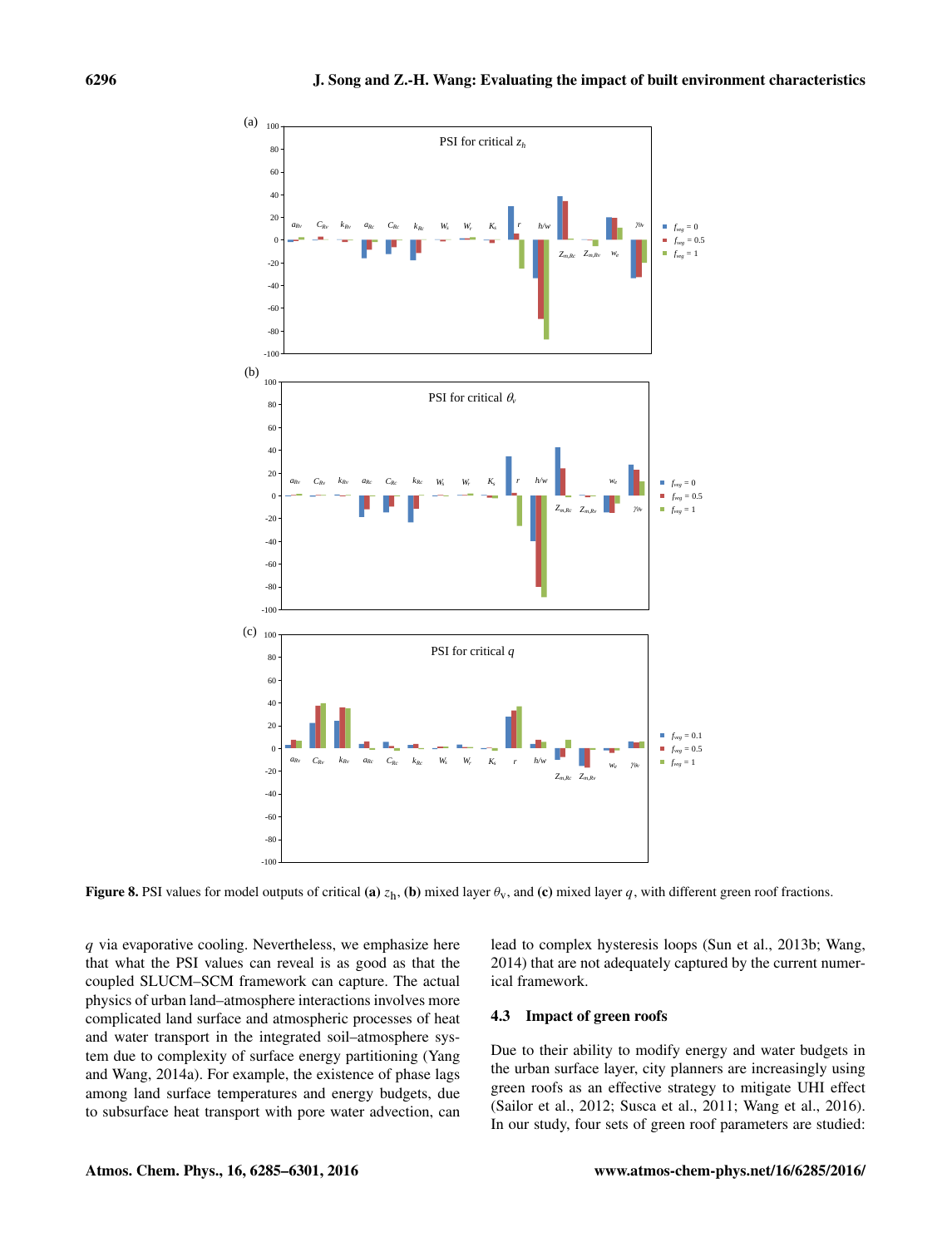**Figure 8.** PSI values for model outputs of critical **(a)** $z_h$, **(b)** mixed layer $\theta_v$, and **(c)** mixed layer $q$, with different green roof fractions.

$q$ via evaporative cooling. Nevertheless, we emphasize here that what the PSI values can reveal is as good as that the coupled SLUCM–SCM framework can capture. The actual physics of urban land–atmosphere interactions involves more complicated land surface and atmospheric processes of heat and water transport in the integrated soil–atmosphere system due to complexity of surface energy partitioning (Yang and Wang, 2014a). For example, the existence of phase lags among land surface temperatures and energy budgets, due to subsurface heat transport with pore water advection, can lead to complex hysteresis loops (Sun et al., 2013b; Wang, 2014) that are not adequately captured by the current numerical framework.

### 4.3 Impact of green roofs

Due to their ability to modify energy and water budgets in the urban surface layer, city planners are increasingly using green roofs as an effective strategy to mitigate UHI effect (Sailor et al., 2012; Susca et al., 2011; Wang et al., 2016). In our study, four sets of green roof parameters are studied: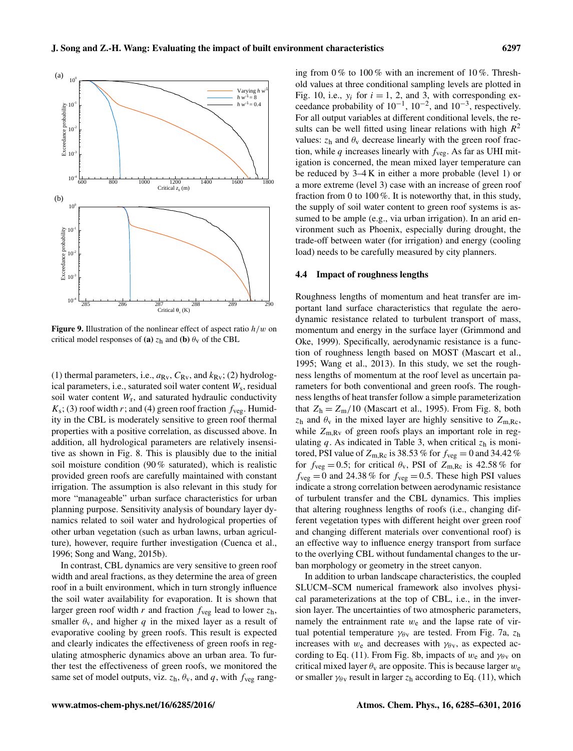Figure 9. Illustration of the nonlinear effect of aspect ratio $h/w$ on critical model responses of **(a)** $z_h$ and **(b)** $\theta_v$ of the CBL

(1) thermal parameters, i.e., $a_{Rv}$, $C_{Rv}$, and $k_{Rv}$; (2) hydrological parameters, i.e., saturated soil water content $W_s$, residual soil water content $W_r$, and saturated hydraulic conductivity $K_s$; (3) roof width $r$; and (4) green roof fraction $f_{veg}$. Humidity in the CBL is moderately sensitive to green roof thermal properties with a positive correlation, as discussed above. In addition, all hydrological parameters are relatively insensitive as shown in Fig. 8. This is plausibly due to the initial soil moisture condition (90 % saturated), which is realistic provided green roofs are carefully maintained with constant irrigation. The assumption is also relevant in this study for more "manageable" urban surface characteristics for urban planning purpose. Sensitivity analysis of boundary layer dynamics related to soil water and hydrological properties of other urban vegetation (such as urban lawns, urban agriculture), however, require further investigation (Cuenca et al., 1996; Song and Wang, 2015b).

In contrast, CBL dynamics are very sensitive to green roof width and areal fractions, as they determine the area of green roof in a built environment, which in turn strongly influence the soil water availability for evaporation. It is shown that larger green roof width $r$ and fraction $f_{veg}$ lead to lower $z_h$, smaller $\theta_v$, and higher $q$ in the mixed layer as a result of evaporative cooling by green roofs. This result is expected and clearly indicates the effectiveness of green roofs in regulating atmospheric dynamics above an urban area. To further test the effectiveness of green roofs, we monitored the same set of model outputs, viz. $z_h$, $\theta_v$, and $q$, with $f_{veg}$ ranging from 0 % to 100 % with an increment of 10 %. Threshold values at three conditional sampling levels are plotted in Fig. 10, i.e., $y_i$ for $i = 1$, 2, and 3, with corresponding exceedance probability of $10^{-1}$, $10^{-2}$, and $10^{-3}$, respectively. For all output variables at different conditional levels, the results can be well fitted using linear relations with high $R^2$ values: $z_h$ and $\theta_v$ decrease linearly with the green roof fraction, while $q$ increases linearly with $f_{veg}$. As far as UHI mitigation is concerned, the mean mixed layer temperature can be reduced by 3–4 K in either a more probable (level 1) or a more extreme (level 3) case with an increase of green roof fraction from 0 to 100 %. It is noteworthy that, in this study, the supply of soil water content to green roof systems is assumed to be ample (e.g., via urban irrigation). In an arid environment such as Phoenix, especially during drought, the trade-off between water (for irrigation) and energy (cooling load) needs to be carefully measured by city planners.

### 4.4 Impact of roughness lengths

Roughness lengths of momentum and heat transfer are important land surface characteristics that regulate the aerodynamic resistance related to turbulent transport of mass, momentum and energy in the surface layer (Grimmond and Oke, 1999). Specifically, aerodynamic resistance is a function of roughness length based on MOST (Mascart et al., 1995; Wang et al., 2013). In this study, we set the roughness lengths of momentum at the roof level as uncertain parameters for both conventional and green roofs. The roughness lengths of heat transfer follow a simple parameterization that $Z_h = Z_m/10$ (Mascart et al., 1995). From Fig. 8, both $z_h$ and $\theta_v$ in the mixed layer are highly sensitive to $Z_{m,Rc}$, while $Z_{m,Rv}$ of green roofs plays an important role in regulating $q$. As indicated in Table 3, when critical $z_h$ is monitored, PSI value of $Z_{m,Rc}$ is 38.53 % for $f_{veg} = 0$ and 34.42 % for $f_{veg} = 0.5$; for critical $\theta_v$, PSI of $Z_{m,Rc}$ is 42.58 % for $f_{veg} = 0$ and 24.38 % for $f_{veg} = 0.5$. These high PSI values indicate a strong correlation between aerodynamic resistance of turbulent transfer and the CBL dynamics. This implies that altering roughness lengths of roofs (i.e., changing different vegetation types with different height over green roof and changing different materials over conventional roof) is an effective way to influence energy transport from surface to the overlying CBL without fundamental changes to the urban morphology or geometry in the street canyon.

In addition to urban landscape characteristics, the coupled SLUCM–SCM numerical framework also involves physical parameterizations at the top of CBL, i.e., in the inversion layer. The uncertainties of two atmospheric parameters, namely the entrainment rate $w_e$ and the lapse rate of virtual potential temperature $\gamma_{\theta v}$ are tested. From Fig. 7a, $z_h$ increases with $w_e$ and decreases with $\gamma_{\theta v}$, as expected according to Eq. (11). From Fig. 8b, impacts of $w_e$ and $\gamma_{\theta v}$ on critical mixed layer $\theta_v$ are opposite. This is because larger $w_e$ or smaller $\gamma_{\theta v}$ result in larger $z_h$ according to Eq. (11), which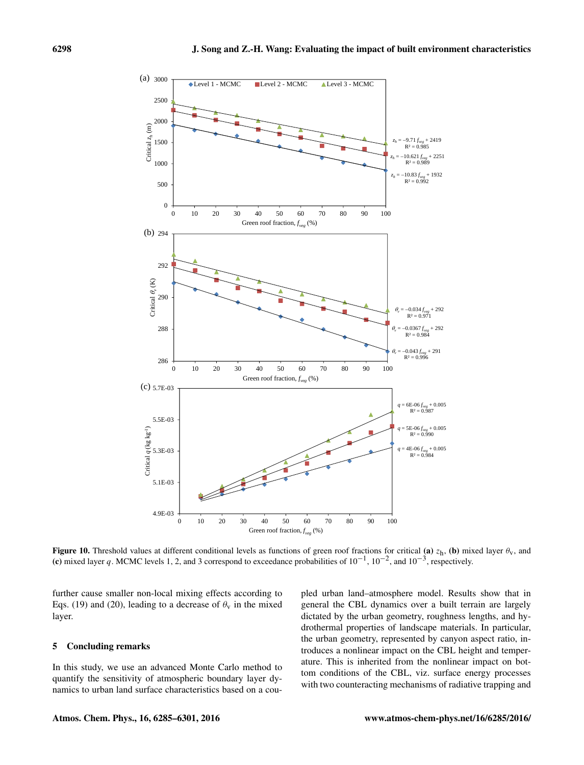**Figure 10.** Threshold values at different conditional levels as functions of green roof fractions for critical **(a)** $z_h$, **(b)** mixed layer $\theta_v$, and **(c)** mixed layer $q$. MCMC levels 1, 2, and 3 correspond to exceedance probabilities of $10^{-1}$, $10^{-2}$, and $10^{-3}$, respectively.

further cause smaller non-local mixing effects according to Eqs. (19) and (20), leading to a decrease of $\theta_v$ in the mixed layer.

## 5 Concluding remarks

In this study, we use an advanced Monte Carlo method to quantify the sensitivity of atmospheric boundary layer dynamics to urban land surface characteristics based on a coupled urban land–atmosphere model. Results show that in general the CBL dynamics over a built terrain are largely dictated by the urban geometry, roughness lengths, and hydrothermal properties of landscape materials. In particular, the urban geometry, represented by canyon aspect ratio, introduces a nonlinear impact on the CBL height and temperature. This is inherited from the nonlinear impact on bottom conditions of the CBL, viz. surface energy processes with two counteracting mechanisms of radiative trapping and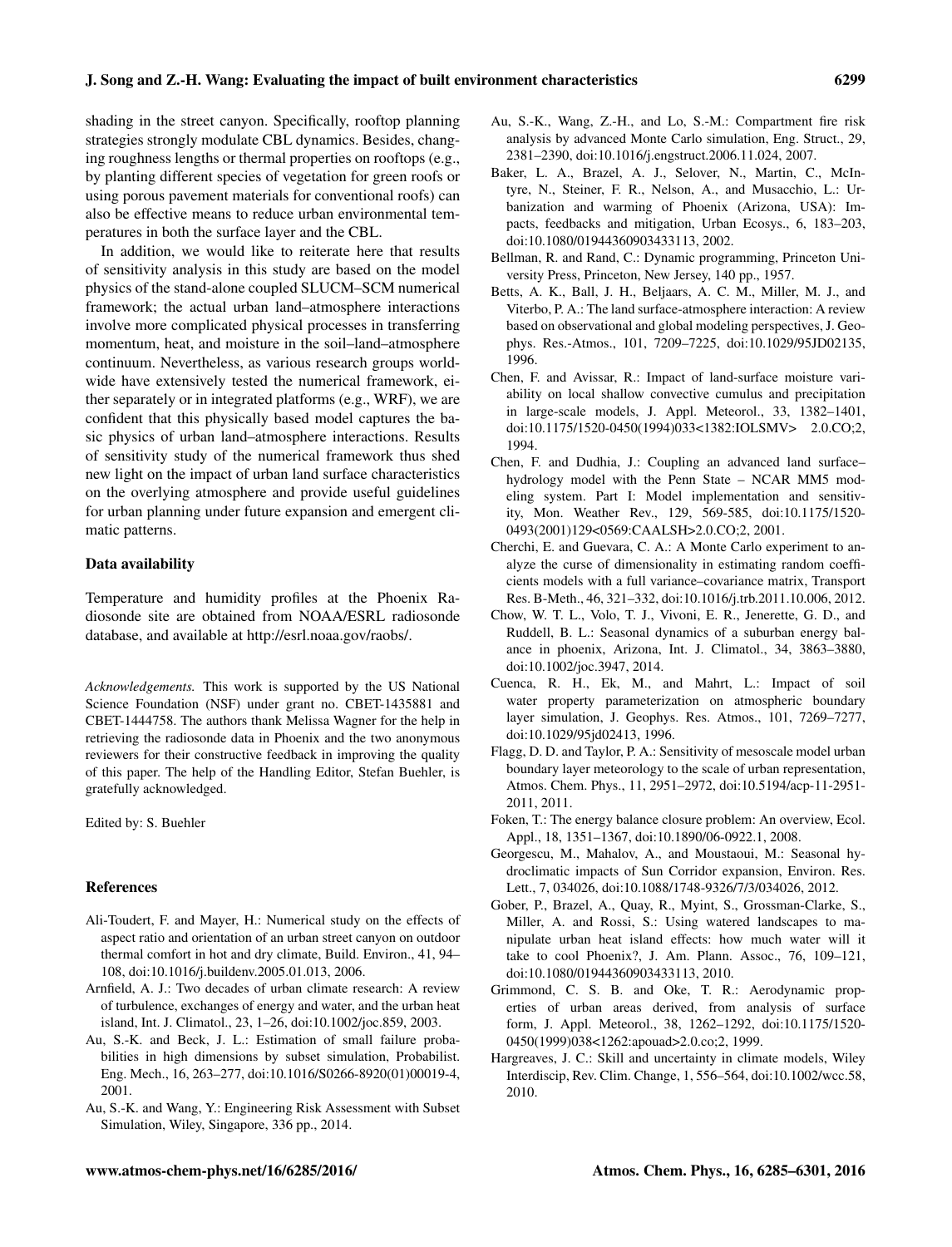shading in the street canyon. Specifically, rooftop planning strategies strongly modulate CBL dynamics. Besides, changing roughness lengths or thermal properties on rooftops (e.g., by planting different species of vegetation for green roofs or using porous pavement materials for conventional roofs) can also be effective means to reduce urban environmental temperatures in both the surface layer and the CBL.

In addition, we would like to reiterate here that results of sensitivity analysis in this study are based on the model physics of the stand-alone coupled SLUCM–SCM numerical framework; the actual urban land–atmosphere interactions involve more complicated physical processes in transferring momentum, heat, and moisture in the soil–land–atmosphere continuum. Nevertheless, as various research groups worldwide have extensively tested the numerical framework, either separately or in integrated platforms (e.g., WRF), we are confident that this physically based model captures the basic physics of urban land–atmosphere interactions. Results of sensitivity study of the numerical framework thus shed new light on the impact of urban land surface characteristics on the overlying atmosphere and provide useful guidelines for urban planning under future expansion and emergent climatic patterns.

## Data availability

Temperature and humidity profiles at the Phoenix Radiosonde site are obtained from NOAA/ESRL radiosonde database, and available at http://esrl.noaa.gov/raobs/.

*Acknowledgements.* This work is supported by the US National Science Foundation (NSF) under grant no. CBET-1435881 and CBET-1444758. The authors thank Melissa Wagner for the help in retrieving the radiosonde data in Phoenix and the two anonymous reviewers for their constructive feedback in improving the quality of this paper. The help of the Handling Editor, Stefan Buehler, is gratefully acknowledged.

Edited by: S. Buehler

## References

Ali-Toudert, F. and Mayer, H.: Numerical study on the effects of aspect ratio and orientation of an urban street canyon on outdoor thermal comfort in hot and dry climate, Build. Environ., 41, 94–108, doi:10.1016/j.buildenv.2005.01.013, 2006.

Arnfield, A. J.: Two decades of urban climate research: A review of turbulence, exchanges of energy and water, and the urban heat island, Int. J. Climatol., 23, 1–26, doi:10.1002/joc.859, 2003.

Au, S.-K. and Beck, J. L.: Estimation of small failure probabilities in high dimensions by subset simulation, Probabilist. Eng. Mech., 16, 263–277, doi:10.1016/S0266-8920(01)00019-4, 2001.

Au, S.-K. and Wang, Y.: Engineering Risk Assessment with Subset Simulation, Wiley, Singapore, 336 pp., 2014.

Au, S.-K., Wang, Z.-H., and Lo, S.-M.: Compartment fire risk analysis by advanced Monte Carlo simulation, Eng. Struct., 29, 2381–2390, doi:10.1016/j.engstruct.2006.11.024, 2007.

Baker, L. A., Brazel, A. J., Selover, N., Martin, C., McIntyre, N., Steiner, F. R., Nelson, A., and Musacchio, L.: Urbanization and warming of Phoenix (Arizona, USA): Impacts, feedbacks and mitigation, Urban Ecosys., 6, 183–203, doi:10.1080/01944360903433113, 2002.

Bellman, R. and Rand, C.: Dynamic programming, Princeton University Press, Princeton, New Jersey, 140 pp., 1957.

Betts, A. K., Ball, J. H., Beljaars, A. C. M., Miller, M. J., and Viterbo, P. A.: The land surface-atmosphere interaction: A review based on observational and global modeling perspectives, J. Geophys. Res.-Atmos., 101, 7209–7225, doi:10.1029/95JD02135, 1996.

Chen, F. and Avissar, R.: Impact of land-surface moisture variability on local shallow convective cumulus and precipitation in large-scale models, J. Appl. Meteorol., 33, 1382–1401, doi:10.1175/1520-0450(1994)033<1382:IOLSMV> 2.0.CO;2, 1994.

Chen, F. and Dudhia, J.: Coupling an advanced land surface–hydrology model with the Penn State – NCAR MM5 modeling system. Part I: Model implementation and sensitivity, Mon. Weather Rev., 129, 569-585, doi:10.1175/1520-0493(2001)129<0569:CAALSH>2.0.CO;2, 2001.

Cherchi, E. and Guevara, C. A.: A Monte Carlo experiment to analyze the curse of dimensionality in estimating random coefficients models with a full variance–covariance matrix, Transport Res. B-Meth., 46, 321–332, doi:10.1016/j.trb.2011.10.006, 2012.

Chow, W. T. L., Volo, T. J., Vivoni, E. R., Jenerette, G. D., and Ruddell, B. L.: Seasonal dynamics of a suburban energy balance in phoenix, Arizona, Int. J. Climatol., 34, 3863–3880, doi:10.1002/joc.3947, 2014.

Cuenca, R. H., Ek, M., and Mahrt, L.: Impact of soil water property parameterization on atmospheric boundary layer simulation, J. Geophys. Res. Atmos., 101, 7269–7277, doi:10.1029/95jd02413, 1996.

Flagg, D. D. and Taylor, P. A.: Sensitivity of mesoscale model urban boundary layer meteorology to the scale of urban representation, Atmos. Chem. Phys., 11, 2951–2972, doi:10.5194/acp-11-2951-2011, 2011.

Foken, T.: The energy balance closure problem: An overview, Ecol. Appl., 18, 1351–1367, doi:10.1890/06-0922.1, 2008.

Georgescu, M., Mahalov, A., and Moustaoui, M.: Seasonal hydroclimatic impacts of Sun Corridor expansion, Environ. Res. Lett., 7, 034026, doi:10.1088/1748-9326/7/3/034026, 2012.

Gober, P., Brazel, A., Quay, R., Myint, S., Grossman-Clarke, S., Miller, A. and Rossi, S.: Using watered landscapes to manipulate urban heat island effects: how much water will it take to cool Phoenix?, J. Am. Plann. Assoc., 76, 109–121, doi:10.1080/01944360903433113, 2010.

Grimmond, C. S. B. and Oke, T. R.: Aerodynamic properties of urban areas derived, from analysis of surface form, J. Appl. Meteorol., 38, 1262–1292, doi:10.1175/1520-0450(1999)038<1262:apouad>2.0.co;2, 1999.

Hargreaves, J. C.: Skill and uncertainty in climate models, Wiley Interdiscip, Rev. Clim. Change, 1, 556–564, doi:10.1002/wcc.58, 2010.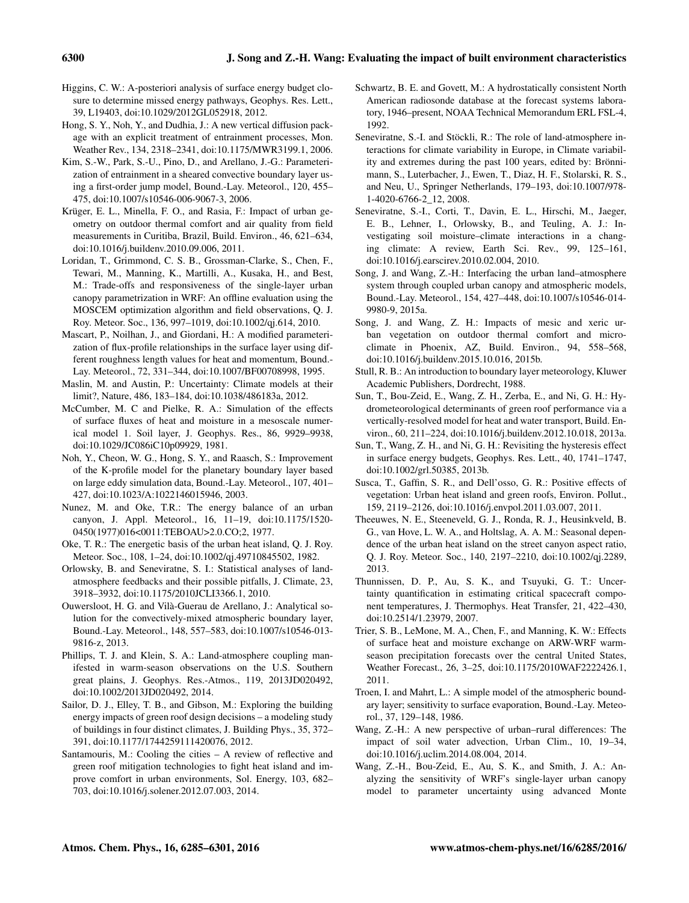Higgins, C. W.: A-posteriori analysis of surface energy budget closure to determine missed energy pathways, Geophys. Res. Lett., 39, L19403, doi:10.1029/2012GL052918, 2012.

Hong, S. Y., Noh, Y., and Dudhia, J.: A new vertical diffusion package with an explicit treatment of entrainment processes, Mon. Weather Rev., 134, 2318–2341, doi:10.1175/MWR3199.1, 2006.

Kim, S.-W., Park, S.-U., Pino, D., and Arellano, J.-G.: Parameterization of entrainment in a sheared convective boundary layer using a first-order jump model, Bound.-Lay. Meteorol., 120, 455–475, doi:10.1007/s10546-006-9067-3, 2006.

Krüger, E. L., Minella, F. O., and Rasia, F.: Impact of urban geometry on outdoor thermal comfort and air quality from field measurements in Curitiba, Brazil, Build. Environ., 46, 621–634, doi:10.1016/j.buildenv.2010.09.006, 2011.

Loridan, T., Grimmond, C. S. B., Grossman-Clarke, S., Chen, F., Tewari, M., Manning, K., Martilli, A., Kusaka, H., and Best, M.: Trade-offs and responsiveness of the single-layer urban canopy parametrization in WRF: An offline evaluation using the MOSCEM optimization algorithm and field observations, Q. J. Roy. Meteor. Soc., 136, 997–1019, doi:10.1002/qj.614, 2010.

Mascart, P., Noilhan, J., and Giordani, H.: A modified parameterization of flux-profile relationships in the surface layer using different roughness length values for heat and momentum, Bound.-Lay. Meteorol., 72, 331–344, doi:10.1007/BF00708998, 1995.

Maslin, M. and Austin, P.: Uncertainty: Climate models at their limit?, Nature, 486, 183–184, doi:10.1038/486183a, 2012.

McCumber, M. C and Pielke, R. A.: Simulation of the effects of surface fluxes of heat and moisture in a mesoscale numerical model 1. Soil layer, J. Geophys. Res., 86, 9929–9938, doi:10.1029/JC086iC10p09929, 1981.

Noh, Y., Cheon, W. G., Hong, S. Y., and Raasch, S.: Improvement of the K-profile model for the planetary boundary layer based on large eddy simulation data, Bound.-Lay. Meteorol., 107, 401–427, doi:10.1023/A:1022146015946, 2003.

Nunez, M. and Oke, T.R.: The energy balance of an urban canyon, J. Appl. Meteorol., 16, 11–19, doi:10.1175/1520-0450(1977)016<0011:TEBOAU>2.0.CO;2, 1977.

Oke, T. R.: The energetic basis of the urban heat island, Q. J. Roy. Meteor. Soc., 108, 1–24, doi:10.1002/qj.49710845502, 1982.

Orlowsky, B. and Seneviratne, S. I.: Statistical analyses of land-atmosphere feedbacks and their possible pitfalls, J. Climate, 23, 3918–3932, doi:10.1175/2010JCLI3366.1, 2010.

Ouwersloot, H. G. and Vilà-Guerau de Arellano, J.: Analytical solution for the convectively-mixed atmospheric boundary layer, Bound.-Lay. Meteorol., 148, 557–583, doi:10.1007/s10546-013-9816-z, 2013.

Phillips, T. J. and Klein, S. A.: Land-atmosphere coupling manifested in warm-season observations on the U.S. Southern great plains, J. Geophys. Res.-Atmos., 119, 2013JD020492, doi:10.1002/2013JD020492, 2014.

Sailor, D. J., Elley, T. B., and Gibson, M.: Exploring the building energy impacts of green roof design decisions – a modeling study of buildings in four distinct climates, J. Building Phys., 35, 372–391, doi:10.1177/1744259111420076, 2012.

Santamouris, M.: Cooling the cities – A review of reflective and green roof mitigation technologies to fight heat island and improve comfort in urban environments, Sol. Energy, 103, 682–703, doi:10.1016/j.solener.2012.07.003, 2014.

Schwartz, B. E. and Govett, M.: A hydrostatically consistent North American radiosonde database at the forecast systems laboratory, 1946–present, NOAA Technical Memorandum ERL FSL-4, 1992.

Seneviratne, S.-I. and Stöckli, R.: The role of land-atmosphere interactions for climate variability in Europe, in Climate variability and extremes during the past 100 years, edited by: Brönnimann, S., Luterbacher, J., Ewen, T., Diaz, H. F., Stolarski, R. S., and Neu, U., Springer Netherlands, 179–193, doi:10.1007/978-1-4020-6766-2_12, 2008.

Seneviratne, S.-I., Corti, T., Davin, E. L., Hirschi, M., Jaeger, E. B., Lehner, I., Orlowsky, B., and Teuling, A. J.: Investigating soil moisture–climate interactions in a changing climate: A review, Earth Sci. Rev., 99, 125–161, doi:10.1016/j.earscirev.2010.02.004, 2010.

Song, J. and Wang, Z.-H.: Interfacing the urban land–atmosphere system through coupled urban canopy and atmospheric models, Bound.-Lay. Meteorol., 154, 427–448, doi:10.1007/s10546-014-9980-9, 2015a.

Song, J. and Wang, Z. H.: Impacts of mesic and xeric urban vegetation on outdoor thermal comfort and microclimate in Phoenix, AZ, Build. Environ., 94, 558–568, doi:10.1016/j.buildenv.2015.10.016, 2015b.

Stull, R. B.: An introduction to boundary layer meteorology, Kluwer Academic Publishers, Dordrecht, 1988.

Sun, T., Bou-Zeid, E., Wang, Z. H., Zerba, E., and Ni, G. H.: Hydrometeorological determinants of green roof performance via a vertically-resolved model for heat and water transport, Build. Environ., 60, 211–224, doi:10.1016/j.buildenv.2012.10.018, 2013a.

Sun, T., Wang, Z. H., and Ni, G. H.: Revisiting the hysteresis effect in surface energy budgets, Geophys. Res. Lett., 40, 1741–1747, doi:10.1002/grl.50385, 2013b.

Susca, T., Gaffin, S. R., and Dell'osso, G. R.: Positive effects of vegetation: Urban heat island and green roofs, Environ. Pollut., 159, 2119–2126, doi:10.1016/j.envpol.2011.03.007, 2011.

Theeuwes, N. E., Steeneveld, G. J., Ronda, R. J., Heusinkveld, B. G., van Hove, L. W. A., and Holtslag, A. A. M.: Seasonal dependence of the urban heat island on the street canyon aspect ratio, Q. J. Roy. Meteor. Soc., 140, 2197–2210, doi:10.1002/qj.2289, 2013.

Thunnissen, D. P., Au, S. K., and Tsuyuki, G. T.: Uncertainty quantification in estimating critical spacecraft component temperatures, J. Thermophys. Heat Transfer, 21, 422–430, doi:10.2514/1.23979, 2007.

Trier, S. B., LeMone, M. A., Chen, F., and Manning, K. W.: Effects of surface heat and moisture exchange on ARW-WRF warm-season precipitation forecasts over the central United States, Weather Forecast., 26, 3–25, doi:10.1175/2010WAF2222426.1, 2011.

Troen, I. and Mahrt, L.: A simple model of the atmospheric boundary layer; sensitivity to surface evaporation, Bound.-Lay. Meteorol., 37, 129–148, 1986.

Wang, Z.-H.: A new perspective of urban–rural differences: The impact of soil water advection, Urban Clim., 10, 19–34, doi:10.1016/j.uclim.2014.08.004, 2014.

Wang, Z.-H., Bou-Zeid, E., Au, S. K., and Smith, J. A.: Analyzing the sensitivity of WRF's single-layer urban canopy model to parameter uncertainty using advanced Monte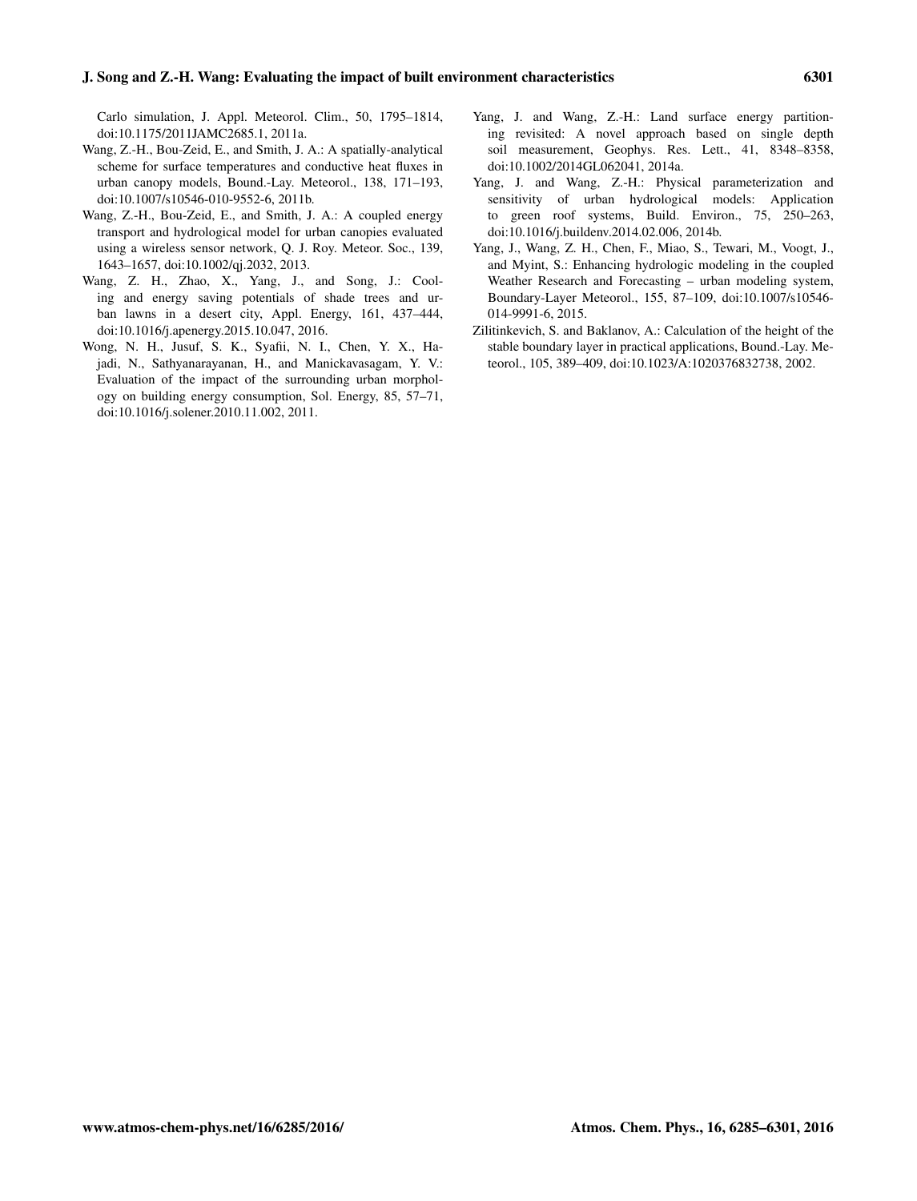Carlo simulation, J. Appl. Meteorol. Clim., 50, 1795–1814, doi:10.1175/2011JAMC2685.1, 2011a.

Wang, Z.-H., Bou-Zeid, E., and Smith, J. A.: A spatially-analytical scheme for surface temperatures and conductive heat fluxes in urban canopy models, Bound.-Lay. Meteorol., 138, 171–193, doi:10.1007/s10546-010-9552-6, 2011b.

Wang, Z.-H., Bou-Zeid, E., and Smith, J. A.: A coupled energy transport and hydrological model for urban canopies evaluated using a wireless sensor network, Q. J. Roy. Meteor. Soc., 139, 1643–1657, doi:10.1002/qj.2032, 2013.

Wang, Z. H., Zhao, X., Yang, J., and Song, J.: Cooling and energy saving potentials of shade trees and urban lawns in a desert city, Appl. Energy, 161, 437–444, doi:10.1016/j.apenergy.2015.10.047, 2016.

Wong, N. H., Jusuf, S. K., Syafii, N. I., Chen, Y. X., Hajadi, N., Sathyanarayanan, H., and Manickavasagam, Y. V.: Evaluation of the impact of the surrounding urban morphology on building energy consumption, Sol. Energy, 85, 57–71, doi:10.1016/j.solener.2010.11.002, 2011.

Yang, J. and Wang, Z.-H.: Land surface energy partitioning revisited: A novel approach based on single depth soil measurement, Geophys. Res. Lett., 41, 8348–8358, doi:10.1002/2014GL062041, 2014a.

Yang, J. and Wang, Z.-H.: Physical parameterization and sensitivity of urban hydrological models: Application to green roof systems, Build. Environ., 75, 250–263, doi:10.1016/j.buildenv.2014.02.006, 2014b.

Yang, J., Wang, Z. H., Chen, F., Miao, S., Tewari, M., Voogt, J., and Myint, S.: Enhancing hydrologic modeling in the coupled Weather Research and Forecasting – urban modeling system, Boundary-Layer Meteorol., 155, 87–109, doi:10.1007/s10546-014-9991-6, 2015.

Zilitinkevich, S. and Baklanov, A.: Calculation of the height of the stable boundary layer in practical applications, Bound.-Lay. Meteorol., 105, 389–409, doi:10.1023/A:1020376832738, 2002.